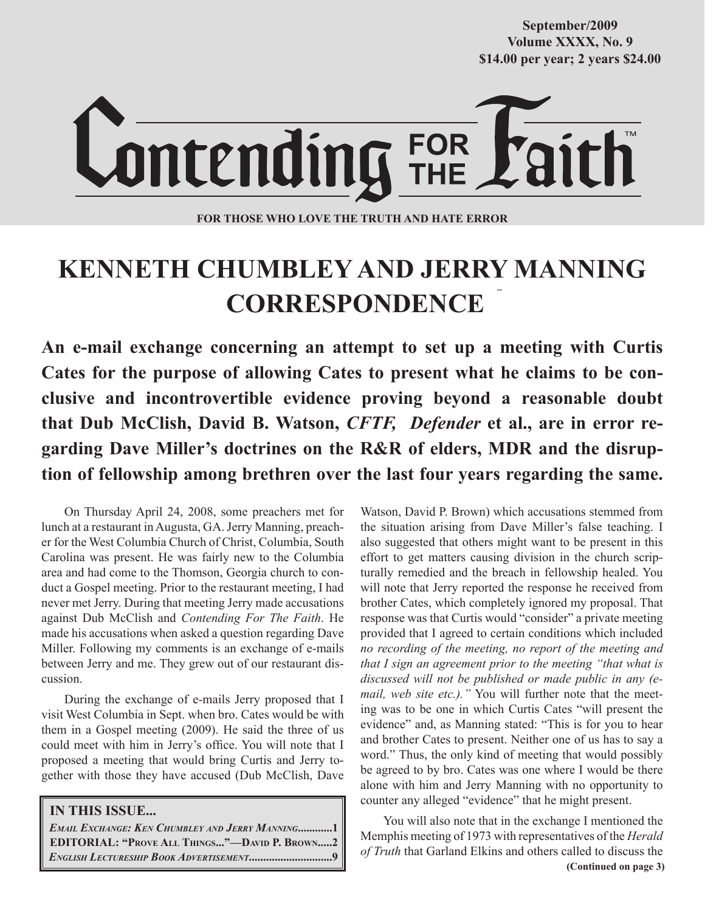September/2009
Volume XXXX, No. 9
$14.00 per year; 2 years $24.00

# Contending FOR THE Faith™

**FOR THOSE WHO LOVE THE TRUTH AND HATE ERROR**

# KENNETH CHUMBLEY AND JERRY MANNING CORRESPONDENCE

## An e-mail exchange concerning an attempt to set up a meeting with Curtis Cates for the purpose of allowing Cates to present what he claims to be conclusive and incontrovertible evidence proving beyond a reasonable doubt that Dub McClish, David B. Watson, *CFTF, Defender* et al., are in error regarding Dave Miller's doctrines on the R&R of elders, MDR and the disruption of fellowship among brethren over the last four years regarding the same.

On Thursday April 24, 2008, some preachers met for lunch at a restaurant in Augusta, GA. Jerry Manning, preacher for the West Columbia Church of Christ, Columbia, South Carolina was present. He was fairly new to the Columbia area and had come to the Thomson, Georgia church to conduct a Gospel meeting. Prior to the restaurant meeting, I had never met Jerry. During that meeting Jerry made accusations against Dub McClish and *Contending For The Faith*. He made his accusations when asked a question regarding Dave Miller. Following my comments is an exchange of e-mails between Jerry and me. They grew out of our restaurant discussion.

During the exchange of e-mails Jerry proposed that I visit West Columbia in Sept. when bro. Cates would be with them in a Gospel meeting (2009). He said the three of us could meet with him in Jerry's office. You will note that I proposed a meeting that would bring Curtis and Jerry together with those they have accused (Dub McClish, Dave Watson, David P. Brown) which accusations stemmed from the situation arising from Dave Miller's false teaching. I also suggested that others might want to be present in this effort to get matters causing division in the church scripturally remedied and the breach in fellowship healed. You will note that Jerry reported the response he received from brother Cates, which completely ignored my proposal. That response was that Curtis would "consider" a private meeting provided that I agreed to certain conditions which included *no recording of the meeting, no report of the meeting and that I sign an agreement prior to the meeting "that what is discussed will not be published or made public in any (e-mail, web site etc.)."* You will further note that the meeting was to be one in which Curtis Cates "will present the evidence" and, as Manning stated: "This is for you to hear and brother Cates to present. Neither one of us has to say a word." Thus, the only kind of meeting that would possibly be agreed to by bro. Cates was one where I would be there alone with him and Jerry Manning with no opportunity to counter any alleged "evidence" that he might present.

You will also note that in the exchange I mentioned the Memphis meeting of 1973 with representatives of the *Herald of Truth* that Garland Elkins and others called to discuss the

**(Continued on page 3)**

**IN THIS ISSUE...**

*Email Exchange: Ken Chumbley and Jerry Manning*............1
**EDITORIAL: "Prove All Things..."—David P. Brown**.....2
*English Lectureship Book Advertisement*............................9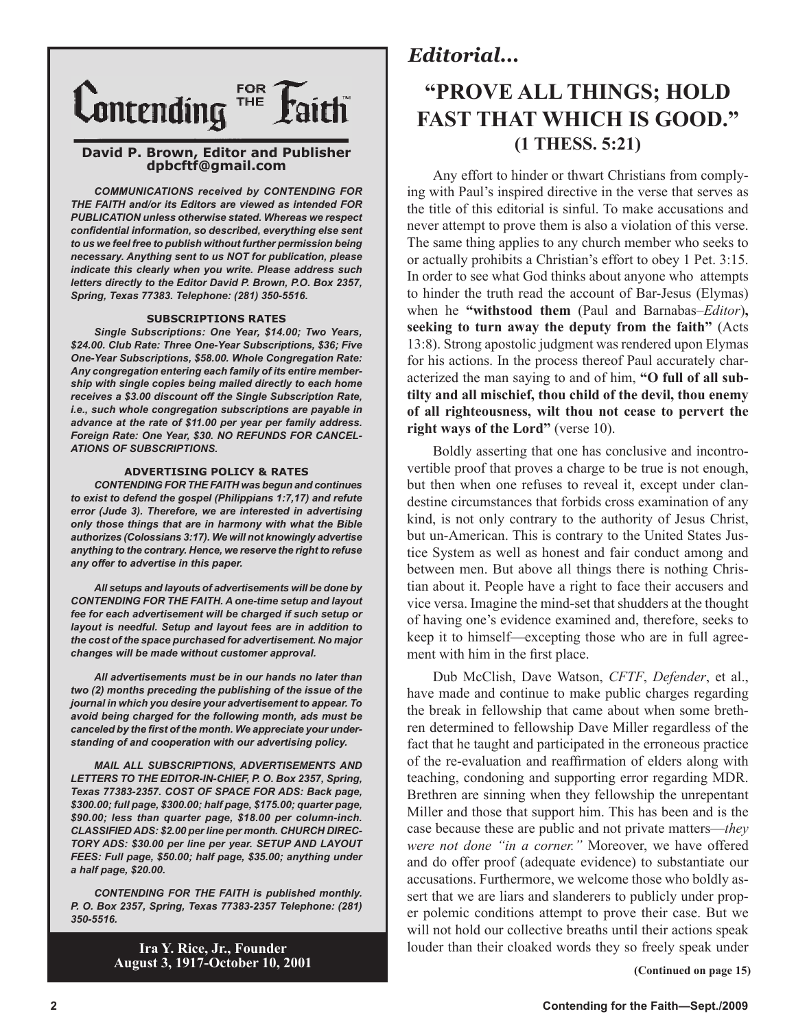# Contending FOR THE Faith

**David P. Brown, Editor and Publisher**
**dpbcftf@gmail.com**

***COMMUNICATIONS received by CONTENDING FOR THE FAITH and/or its Editors are viewed as intended FOR PUBLICATION unless otherwise stated. Whereas we respect confidential information, so described, everything else sent to us we feel free to publish without further permission being necessary. Anything sent to us NOT for publication, please indicate this clearly when you write. Please address such letters directly to the Editor David P. Brown, P.O. Box 2357, Spring, Texas 77383. Telephone: (281) 350-5516.***

**SUBSCRIPTIONS RATES**

***Single Subscriptions: One Year, $14.00; Two Years, $24.00. Club Rate: Three One-Year Subscriptions, $36; Five One-Year Subscriptions, $58.00. Whole Congregation Rate: Any congregation entering each family of its entire membership with single copies being mailed directly to each home receives a $3.00 discount off the Single Subscription Rate, i.e., such whole congregation subscriptions are payable in advance at the rate of $11.00 per year per family address. Foreign Rate: One Year, $30. NO REFUNDS FOR CANCELATIONS OF SUBSCRIPTIONS.***

**ADVERTISING POLICY & RATES**

***CONTENDING FOR THE FAITH was begun and continues to exist to defend the gospel (Philippians 1:7,17) and refute error (Jude 3). Therefore, we are interested in advertising only those things that are in harmony with what the Bible authorizes (Colossians 3:17). We will not knowingly advertise anything to the contrary. Hence, we reserve the right to refuse any offer to advertise in this paper.***

***All setups and layouts of advertisements will be done by CONTENDING FOR THE FAITH. A one-time setup and layout fee for each advertisement will be charged if such setup or layout is needful. Setup and layout fees are in addition to the cost of the space purchased for advertisement. No major changes will be made without customer approval.***

***All advertisements must be in our hands no later than two (2) months preceding the publishing of the issue of the journal in which you desire your advertisement to appear. To avoid being charged for the following month, ads must be canceled by the first of the month. We appreciate your understanding of and cooperation with our advertising policy.***

***MAIL ALL SUBSCRIPTIONS, ADVERTISEMENTS AND LETTERS TO THE EDITOR-IN-CHIEF, P. O. Box 2357, Spring, Texas 77383-2357. COST OF SPACE FOR ADS: Back page, $300.00; full page, $300.00; half page, $175.00; quarter page, $90.00; less than quarter page, $18.00 per column-inch. CLASSIFIED ADS: $2.00 per line per month. CHURCH DIRECTORY ADS: $30.00 per line per year. SETUP AND LAYOUT FEES: Full page, $50.00; half page, $35.00; anything under a half page, $20.00.***

***CONTENDING FOR THE FAITH is published monthly. P. O. Box 2357, Spring, Texas 77383-2357 Telephone: (281) 350-5516.***

**Ira Y. Rice, Jr., Founder**
**August 3, 1917-October 10, 2001**

## *Editorial...*

# "PROVE ALL THINGS; HOLD FAST THAT WHICH IS GOOD." (1 THESS. 5:21)

Any effort to hinder or thwart Christians from complying with Paul's inspired directive in the verse that serves as the title of this editorial is sinful. To make accusations and never attempt to prove them is also a violation of this verse. The same thing applies to any church member who seeks to or actually prohibits a Christian's effort to obey 1 Pet. 3:15. In order to see what God thinks about anyone who attempts to hinder the truth read the account of Bar-Jesus (Elymas) when he **"withstood them** (Paul and Barnabas–*Editor*)**, seeking to turn away the deputy from the faith"** (Acts 13:8). Strong apostolic judgment was rendered upon Elymas for his actions. In the process thereof Paul accurately characterized the man saying to and of him, **"O full of all subtilty and all mischief, thou child of the devil, thou enemy of all righteousness, wilt thou not cease to pervert the right ways of the Lord"** (verse 10).

Boldly asserting that one has conclusive and incontrovertible proof that proves a charge to be true is not enough, but then when one refuses to reveal it, except under clandestine circumstances that forbids cross examination of any kind, is not only contrary to the authority of Jesus Christ, but un-American. This is contrary to the United States Justice System as well as honest and fair conduct among and between men. But above all things there is nothing Christian about it. People have a right to face their accusers and vice versa. Imagine the mind-set that shudders at the thought of having one's evidence examined and, therefore, seeks to keep it to himself—excepting those who are in full agreement with him in the first place.

Dub McClish, Dave Watson, *CFTF*, *Defender*, et al., have made and continue to make public charges regarding the break in fellowship that came about when some brethren determined to fellowship Dave Miller regardless of the fact that he taught and participated in the erroneous practice of the re-evaluation and reaffirmation of elders along with teaching, condoning and supporting error regarding MDR. Brethren are sinning when they fellowship the unrepentant Miller and those that support him. This has been and is the case because these are public and not private matters—*they were not done "in a corner."* Moreover, we have offered and do offer proof (adequate evidence) to substantiate our accusations. Furthermore, we welcome those who boldly assert that we are liars and slanderers to publicly under proper polemic conditions attempt to prove their case. But we will not hold our collective breaths until their actions speak louder than their cloaked words they so freely speak under

**(Continued on page 15)**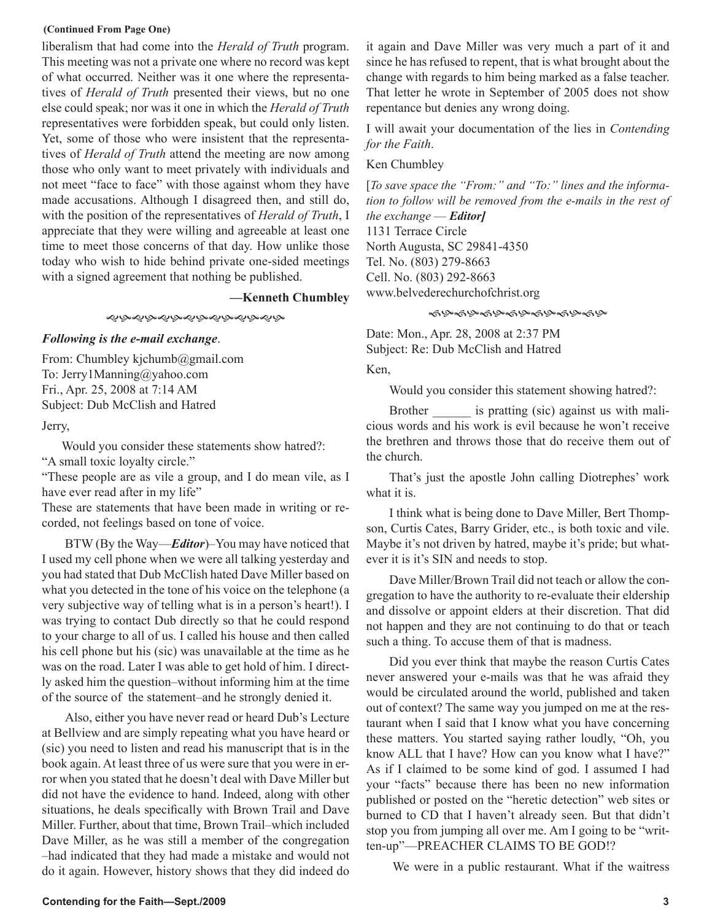**(Continued From Page One)**

liberalism that had come into the *Herald of Truth* program. This meeting was not a private one where no record was kept of what occurred. Neither was it one where the representatives of *Herald of Truth* presented their views, but no one else could speak; nor was it one in which the *Herald of Truth* representatives were forbidden speak, but could only listen. Yet, some of those who were insistent that the representatives of *Herald of Truth* attend the meeting are now among those who only want to meet privately with individuals and not meet "face to face" with those against whom they have made accusations. Although I disagreed then, and still do, with the position of the representatives of *Herald of Truth*, I appreciate that they were willing and agreeable at least one time to meet those concerns of that day. How unlike those today who wish to hide behind private one-sided meetings with a signed agreement that nothing be published.

**—Kenneth Chumbley**

***Following is the e-mail exchange*.**

From: Chumbley kjchumb@gmail.com
To: Jerry1Manning@yahoo.com
Fri., Apr. 25, 2008 at 7:14 AM
Subject: Dub McClish and Hatred

Jerry,

Would you consider these statements show hatred?:
"A small toxic loyalty circle."
"These people are as vile a group, and I do mean vile, as I have ever read after in my life"
These are statements that have been made in writing or recorded, not feelings based on tone of voice.

BTW (By the Way—***Editor***)–You may have noticed that I used my cell phone when we were all talking yesterday and you had stated that Dub McClish hated Dave Miller based on what you detected in the tone of his voice on the telephone (a very subjective way of telling what is in a person's heart!). I was trying to contact Dub directly so that he could respond to your charge to all of us. I called his house and then called his cell phone but his (sic) was unavailable at the time as he was on the road. Later I was able to get hold of him. I directly asked him the question–without informing him at the time of the source of the statement–and he strongly denied it.

Also, either you have never read or heard Dub's Lecture at Bellview and are simply repeating what you have heard or (sic) you need to listen and read his manuscript that is in the book again. At least three of us were sure that you were in error when you stated that he doesn't deal with Dave Miller but did not have the evidence to hand. Indeed, along with other situations, he deals specifically with Brown Trail and Dave Miller. Further, about that time, Brown Trail–which included Dave Miller, as he was still a member of the congregation –had indicated that they had made a mistake and would not do it again. However, history shows that they did indeed do it again and Dave Miller was very much a part of it and since he has refused to repent, that is what brought about the change with regards to him being marked as a false teacher. That letter he wrote in September of 2005 does not show repentance but denies any wrong doing.

I will await your documentation of the lies in *Contending for the Faith*.

Ken Chumbley

[*To save space the "From:" and "To:" lines and the information to follow will be removed from the e-mails in the rest of the exchange —* ***Editor]***
1131 Terrace Circle
North Augusta, SC 29841-4350
Tel. No. (803) 279-8663
Cell. No. (803) 292-8663
www.belvederechurchofchrist.org

Date: Mon., Apr. 28, 2008 at 2:37 PM
Subject: Re: Dub McClish and Hatred

Ken,

Would you consider this statement showing hatred?:

Brother ______ is pratting (sic) against us with malicious words and his work is evil because he won't receive the brethren and throws those that do receive them out of the church.

That's just the apostle John calling Diotrephes' work what it is.

I think what is being done to Dave Miller, Bert Thompson, Curtis Cates, Barry Grider, etc., is both toxic and vile. Maybe it's not driven by hatred, maybe it's pride; but whatever it is it's SIN and needs to stop.

Dave Miller/Brown Trail did not teach or allow the congregation to have the authority to re-evaluate their eldership and dissolve or appoint elders at their discretion. That did not happen and they are not continuing to do that or teach such a thing. To accuse them of that is madness.

Did you ever think that maybe the reason Curtis Cates never answered your e-mails was that he was afraid they would be circulated around the world, published and taken out of context? The same way you jumped on me at the restaurant when I said that I know what you have concerning these matters. You started saying rather loudly, "Oh, you know ALL that I have? How can you know what I have?" As if I claimed to be some kind of god. I assumed I had your "facts" because there has been no new information published or posted on the "heretic detection" web sites or burned to CD that I haven't already seen. But that didn't stop you from jumping all over me. Am I going to be "written-up"—PREACHER CLAIMS TO BE GOD!?

We were in a public restaurant. What if the waitress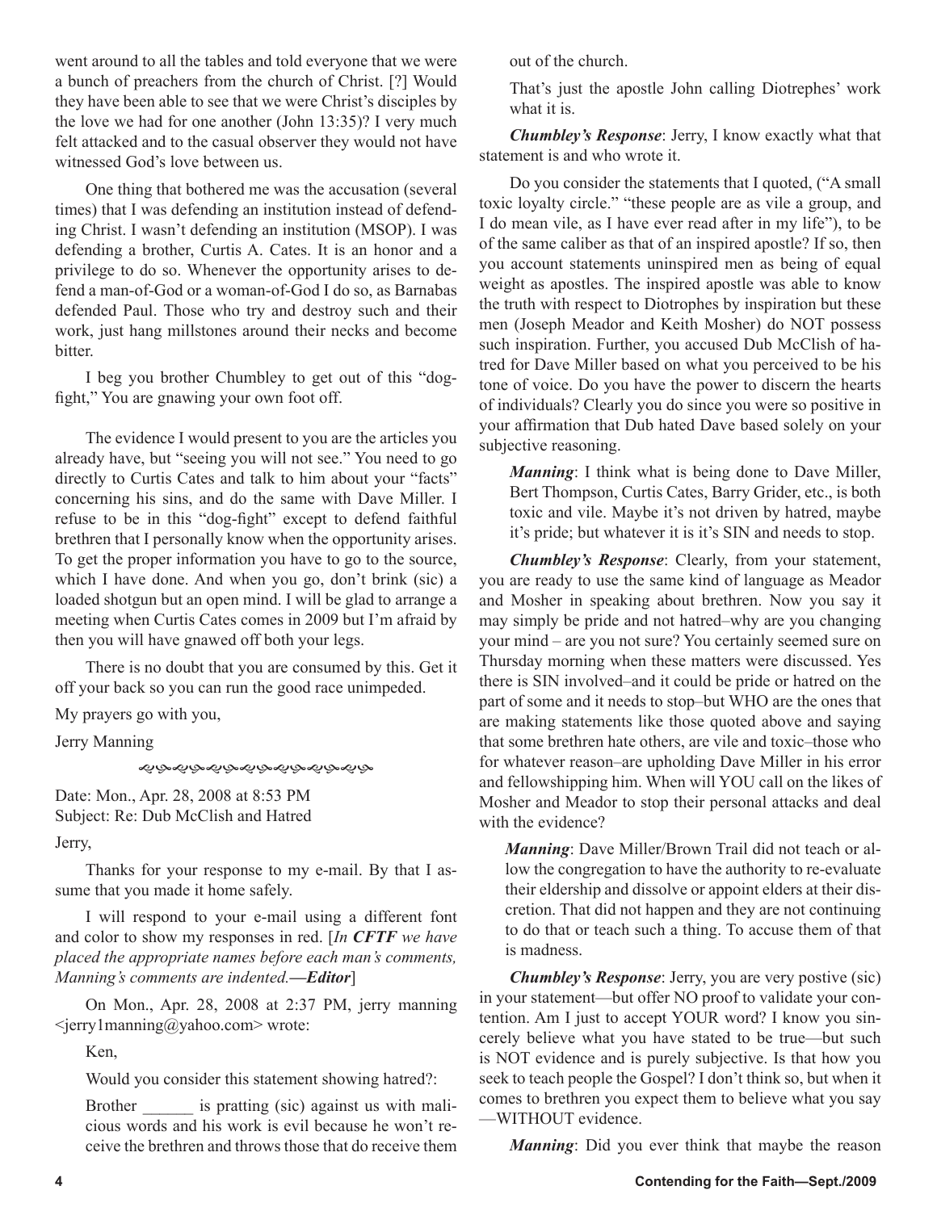went around to all the tables and told everyone that we were a bunch of preachers from the church of Christ. [?] Would they have been able to see that we were Christ's disciples by the love we had for one another (John 13:35)? I very much felt attacked and to the casual observer they would not have witnessed God's love between us.

One thing that bothered me was the accusation (several times) that I was defending an institution instead of defending Christ. I wasn't defending an institution (MSOP). I was defending a brother, Curtis A. Cates. It is an honor and a privilege to do so. Whenever the opportunity arises to defend a man-of-God or a woman-of-God I do so, as Barnabas defended Paul. Those who try and destroy such and their work, just hang millstones around their necks and become bitter.

I beg you brother Chumbley to get out of this "dog-fight," You are gnawing your own foot off.

The evidence I would present to you are the articles you already have, but "seeing you will not see." You need to go directly to Curtis Cates and talk to him about your "facts" concerning his sins, and do the same with Dave Miller. I refuse to be in this "dog-fight" except to defend faithful brethren that I personally know when the opportunity arises. To get the proper information you have to go to the source, which I have done. And when you go, don't brink (sic) a loaded shotgun but an open mind. I will be glad to arrange a meeting when Curtis Cates comes in 2009 but I'm afraid by then you will have gnawed off both your legs.

There is no doubt that you are consumed by this. Get it off your back so you can run the good race unimpeded.

My prayers go with you,

Jerry Manning

---

Date: Mon., Apr. 28, 2008 at 8:53 PM
Subject: Re: Dub McClish and Hatred

Jerry,

Thanks for your response to my e-mail. By that I assume that you made it home safely.

I will respond to your e-mail using a different font and color to show my responses in red. [*In **CFTF** we have placed the appropriate names before each man's comments, Manning's comments are indented.—**Editor***]

On Mon., Apr. 28, 2008 at 2:37 PM, jerry manning <jerry1manning@yahoo.com> wrote:

> Ken,
>
> Would you consider this statement showing hatred?:
>
> Brother ______ is pratting (sic) against us with malicious words and his work is evil because he won't receive the brethren and throws those that do receive them out of the church.
>
> That's just the apostle John calling Diotrephes' work what it is.

***Chumbley's Response***: Jerry, I know exactly what that statement is and who wrote it.

Do you consider the statements that I quoted, ("A small toxic loyalty circle." "these people are as vile a group, and I do mean vile, as I have ever read after in my life"), to be of the same caliber as that of an inspired apostle? If so, then you account statements uninspired men as being of equal weight as apostles. The inspired apostle was able to know the truth with respect to Diotrophes by inspiration but these men (Joseph Meador and Keith Mosher) do NOT possess such inspiration. Further, you accused Dub McClish of hatred for Dave Miller based on what you perceived to be his tone of voice. Do you have the power to discern the hearts of individuals? Clearly you do since you were so positive in your affirmation that Dub hated Dave based solely on your subjective reasoning.

> ***Manning***: I think what is being done to Dave Miller, Bert Thompson, Curtis Cates, Barry Grider, etc., is both toxic and vile. Maybe it's not driven by hatred, maybe it's pride; but whatever it is it's SIN and needs to stop.

***Chumbley's Response***: Clearly, from your statement, you are ready to use the same kind of language as Meador and Mosher in speaking about brethren. Now you say it may simply be pride and not hatred–why are you changing your mind – are you not sure? You certainly seemed sure on Thursday morning when these matters were discussed. Yes there is SIN involved–and it could be pride or hatred on the part of some and it needs to stop–but WHO are the ones that are making statements like those quoted above and saying that some brethren hate others, are vile and toxic–those who for whatever reason–are upholding Dave Miller in his error and fellowshipping him. When will YOU call on the likes of Mosher and Meador to stop their personal attacks and deal with the evidence?

> ***Manning***: Dave Miller/Brown Trail did not teach or allow the congregation to have the authority to re-evaluate their eldership and dissolve or appoint elders at their discretion. That did not happen and they are not continuing to do that or teach such a thing. To accuse them of that is madness.

***Chumbley's Response***: Jerry, you are very postive (sic) in your statement—but offer NO proof to validate your contention. Am I just to accept YOUR word? I know you sincerely believe what you have stated to be true—but such is NOT evidence and is purely subjective. Is that how you seek to teach people the Gospel? I don't think so, but when it comes to brethren you expect them to believe what you say —WITHOUT evidence.

> ***Manning***: Did you ever think that maybe the reason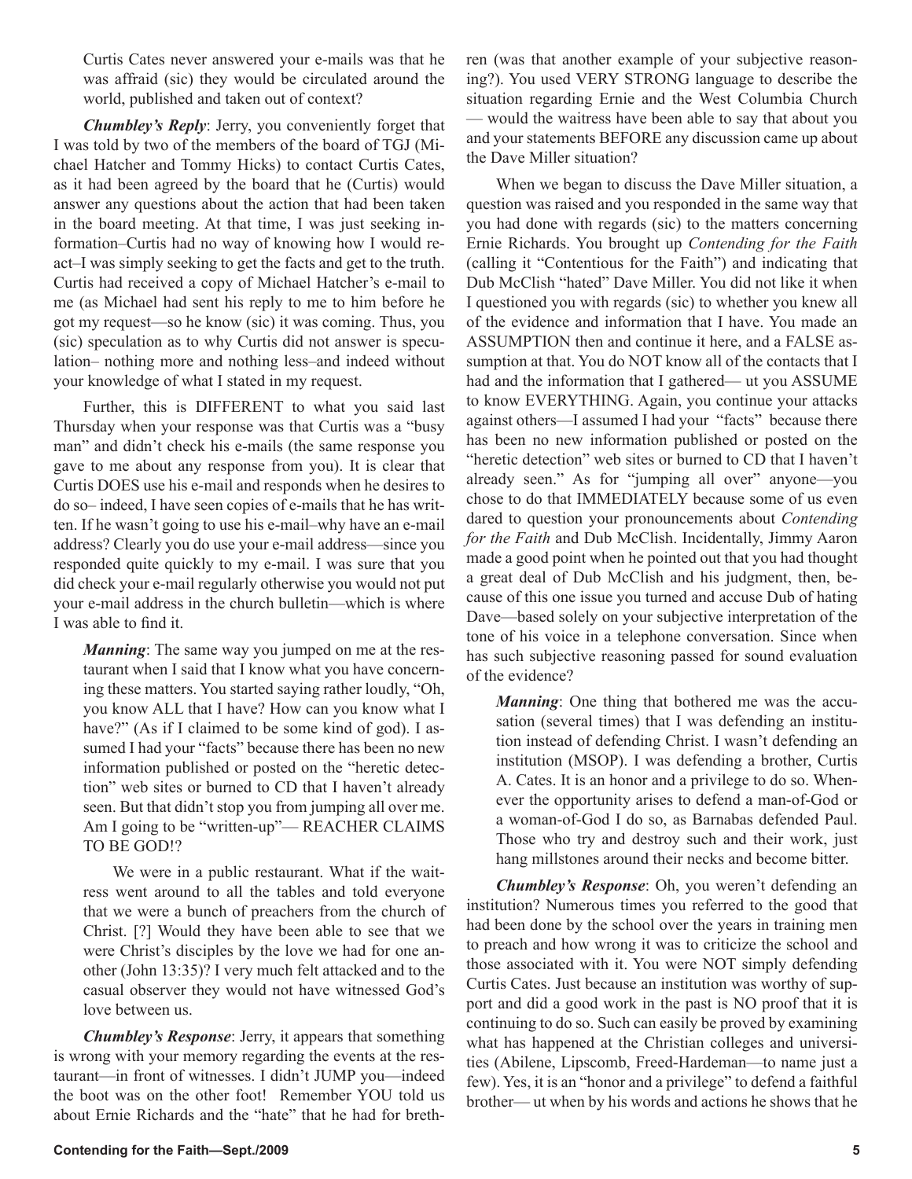Curtis Cates never answered your e-mails was that he was affraid (sic) they would be circulated around the world, published and taken out of context?

***Chumbley's Reply***: Jerry, you conveniently forget that I was told by two of the members of the board of TGJ (Michael Hatcher and Tommy Hicks) to contact Curtis Cates, as it had been agreed by the board that he (Curtis) would answer any questions about the action that had been taken in the board meeting. At that time, I was just seeking information–Curtis had no way of knowing how I would react–I was simply seeking to get the facts and get to the truth. Curtis had received a copy of Michael Hatcher's e-mail to me (as Michael had sent his reply to me to him before he got my request—so he know (sic) it was coming. Thus, you (sic) speculation as to why Curtis did not answer is speculation– nothing more and nothing less–and indeed without your knowledge of what I stated in my request.

Further, this is DIFFERENT to what you said last Thursday when your response was that Curtis was a "busy man" and didn't check his e-mails (the same response you gave to me about any response from you). It is clear that Curtis DOES use his e-mail and responds when he desires to do so– indeed, I have seen copies of e-mails that he has written. If he wasn't going to use his e-mail–why have an e-mail address? Clearly you do use your e-mail address—since you responded quite quickly to my e-mail. I was sure that you did check your e-mail regularly otherwise you would not put your e-mail address in the church bulletin—which is where I was able to find it.

> ***Manning***: The same way you jumped on me at the restaurant when I said that I know what you have concerning these matters. You started saying rather loudly, "Oh, you know ALL that I have? How can you know what I have?" (As if I claimed to be some kind of god). I assumed I had your "facts" because there has been no new information published or posted on the "heretic detection" web sites or burned to CD that I haven't already seen. But that didn't stop you from jumping all over me. Am I going to be "written-up"— REACHER CLAIMS TO BE GOD!?
>
> We were in a public restaurant. What if the waitress went around to all the tables and told everyone that we were a bunch of preachers from the church of Christ. [?] Would they have been able to see that we were Christ's disciples by the love we had for one another (John 13:35)? I very much felt attacked and to the casual observer they would not have witnessed God's love between us.

***Chumbley's Response***: Jerry, it appears that something is wrong with your memory regarding the events at the restaurant—in front of witnesses. I didn't JUMP you—indeed the boot was on the other foot! Remember YOU told us about Ernie Richards and the "hate" that he had for brethren (was that another example of your subjective reasoning?). You used VERY STRONG language to describe the situation regarding Ernie and the West Columbia Church — would the waitress have been able to say that about you and your statements BEFORE any discussion came up about the Dave Miller situation?

When we began to discuss the Dave Miller situation, a question was raised and you responded in the same way that you had done with regards (sic) to the matters concerning Ernie Richards. You brought up *Contending for the Faith* (calling it "Contentious for the Faith") and indicating that Dub McClish "hated" Dave Miller. You did not like it when I questioned you with regards (sic) to whether you knew all of the evidence and information that I have. You made an ASSUMPTION then and continue it here, and a FALSE assumption at that. You do NOT know all of the contacts that I had and the information that I gathered— ut you ASSUME to know EVERYTHING. Again, you continue your attacks against others—I assumed I had your "facts" because there has been no new information published or posted on the "heretic detection" web sites or burned to CD that I haven't already seen." As for "jumping all over" anyone—you chose to do that IMMEDIATELY because some of us even dared to question your pronouncements about *Contending for the Faith* and Dub McClish. Incidentally, Jimmy Aaron made a good point when he pointed out that you had thought a great deal of Dub McClish and his judgment, then, because of this one issue you turned and accuse Dub of hating Dave—based solely on your subjective interpretation of the tone of his voice in a telephone conversation. Since when has such subjective reasoning passed for sound evaluation of the evidence?

> ***Manning***: One thing that bothered me was the accusation (several times) that I was defending an institution instead of defending Christ. I wasn't defending an institution (MSOP). I was defending a brother, Curtis A. Cates. It is an honor and a privilege to do so. Whenever the opportunity arises to defend a man-of-God or a woman-of-God I do so, as Barnabas defended Paul. Those who try and destroy such and their work, just hang millstones around their necks and become bitter.

***Chumbley's Response***: Oh, you weren't defending an institution? Numerous times you referred to the good that had been done by the school over the years in training men to preach and how wrong it was to criticize the school and those associated with it. You were NOT simply defending Curtis Cates. Just because an institution was worthy of support and did a good work in the past is NO proof that it is continuing to do so. Such can easily be proved by examining what has happened at the Christian colleges and universities (Abilene, Lipscomb, Freed-Hardeman—to name just a few). Yes, it is an "honor and a privilege" to defend a faithful brother— ut when by his words and actions he shows that he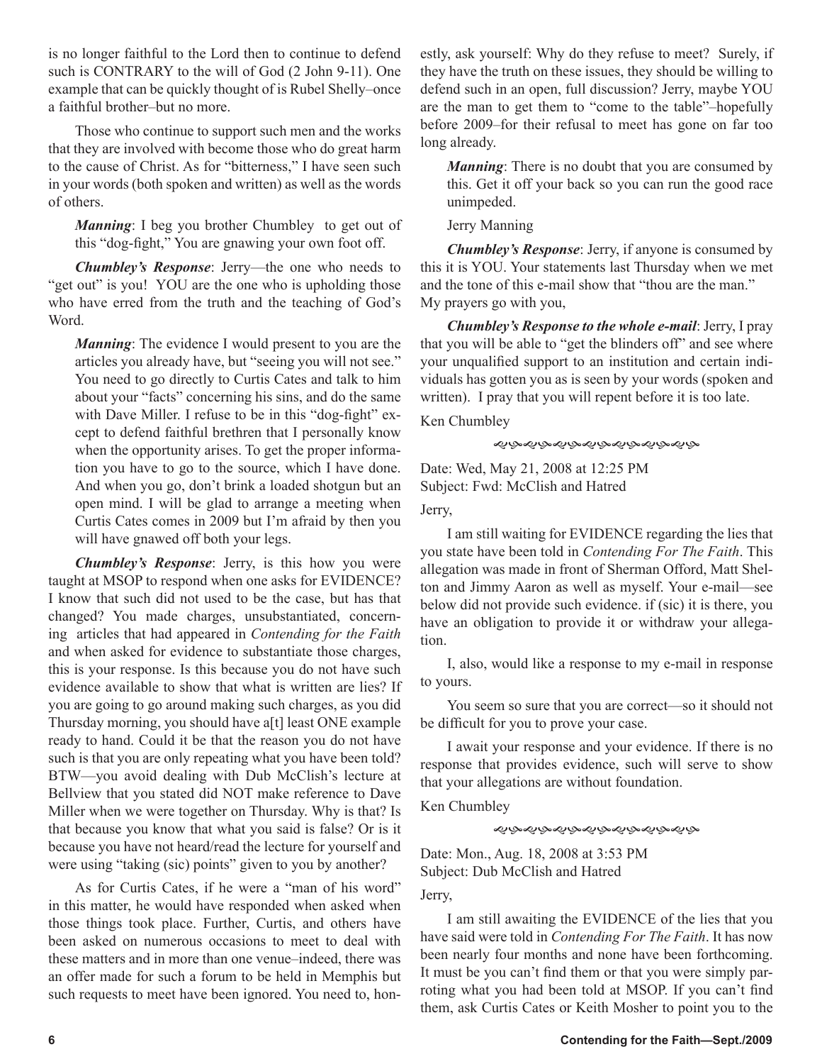is no longer faithful to the Lord then to continue to defend such is CONTRARY to the will of God (2 John 9-11). One example that can be quickly thought of is Rubel Shelly–once a faithful brother–but no more.

Those who continue to support such men and the works that they are involved with become those who do great harm to the cause of Christ. As for "bitterness," I have seen such in your words (both spoken and written) as well as the words of others.

> ***Manning***: I beg you brother Chumbley to get out of this "dog-fight," You are gnawing your own foot off.

***Chumbley's Response***: Jerry—the one who needs to "get out" is you! YOU are the one who is upholding those who have erred from the truth and the teaching of God's Word.

> ***Manning***: The evidence I would present to you are the articles you already have, but "seeing you will not see." You need to go directly to Curtis Cates and talk to him about your "facts" concerning his sins, and do the same with Dave Miller. I refuse to be in this "dog-fight" except to defend faithful brethren that I personally know when the opportunity arises. To get the proper information you have to go to the source, which I have done. And when you go, don't brink a loaded shotgun but an open mind. I will be glad to arrange a meeting when Curtis Cates comes in 2009 but I'm afraid by then you will have gnawed off both your legs.

***Chumbley's Response***: Jerry, is this how you were taught at MSOP to respond when one asks for EVIDENCE? I know that such did not used to be the case, but has that changed? You made charges, unsubstantiated, concerning articles that had appeared in *Contending for the Faith* and when asked for evidence to substantiate those charges, this is your response. Is this because you do not have such evidence available to show that what is written are lies? If you are going to go around making such charges, as you did Thursday morning, you should have a[t] least ONE example ready to hand. Could it be that the reason you do not have such is that you are only repeating what you have been told? BTW—you avoid dealing with Dub McClish's lecture at Bellview that you stated did NOT make reference to Dave Miller when we were together on Thursday. Why is that? Is that because you know that what you said is false? Or is it because you have not heard/read the lecture for yourself and were using "taking (sic) points" given to you by another?

As for Curtis Cates, if he were a "man of his word" in this matter, he would have responded when asked when those things took place. Further, Curtis, and others have been asked on numerous occasions to meet to deal with these matters and in more than one venue–indeed, there was an offer made for such a forum to be held in Memphis but such requests to meet have been ignored. You need to, honestly, ask yourself: Why do they refuse to meet? Surely, if they have the truth on these issues, they should be willing to defend such in an open, full discussion? Jerry, maybe YOU are the man to get them to "come to the table"–hopefully before 2009–for their refusal to meet has gone on far too long already.

> ***Manning***: There is no doubt that you are consumed by this. Get it off your back so you can run the good race unimpeded.
>
> Jerry Manning

***Chumbley's Response***: Jerry, if anyone is consumed by this it is YOU. Your statements last Thursday when we met and the tone of this e-mail show that "thou are the man." My prayers go with you,

***Chumbley's Response to the whole e-mail***: Jerry, I pray that you will be able to "get the blinders off" and see where your unqualified support to an institution and certain individuals has gotten you as is seen by your words (spoken and written). I pray that you will repent before it is too late.

Ken Chumbley

---

Date: Wed, May 21, 2008 at 12:25 PM
Subject: Fwd: McClish and Hatred

Jerry,

I am still waiting for EVIDENCE regarding the lies that you state have been told in *Contending For The Faith*. This allegation was made in front of Sherman Offord, Matt Shelton and Jimmy Aaron as well as myself. Your e-mail—see below did not provide such evidence. if (sic) it is there, you have an obligation to provide it or withdraw your allegation.

I, also, would like a response to my e-mail in response to yours.

You seem so sure that you are correct—so it should not be difficult for you to prove your case.

I await your response and your evidence. If there is no response that provides evidence, such will serve to show that your allegations are without foundation.

Ken Chumbley

---

Date: Mon., Aug. 18, 2008 at 3:53 PM
Subject: Dub McClish and Hatred

Jerry,

I am still awaiting the EVIDENCE of the lies that you have said were told in *Contending For The Faith*. It has now been nearly four months and none have been forthcoming. It must be you can't find them or that you were simply parroting what you had been told at MSOP. If you can't find them, ask Curtis Cates or Keith Mosher to point you to the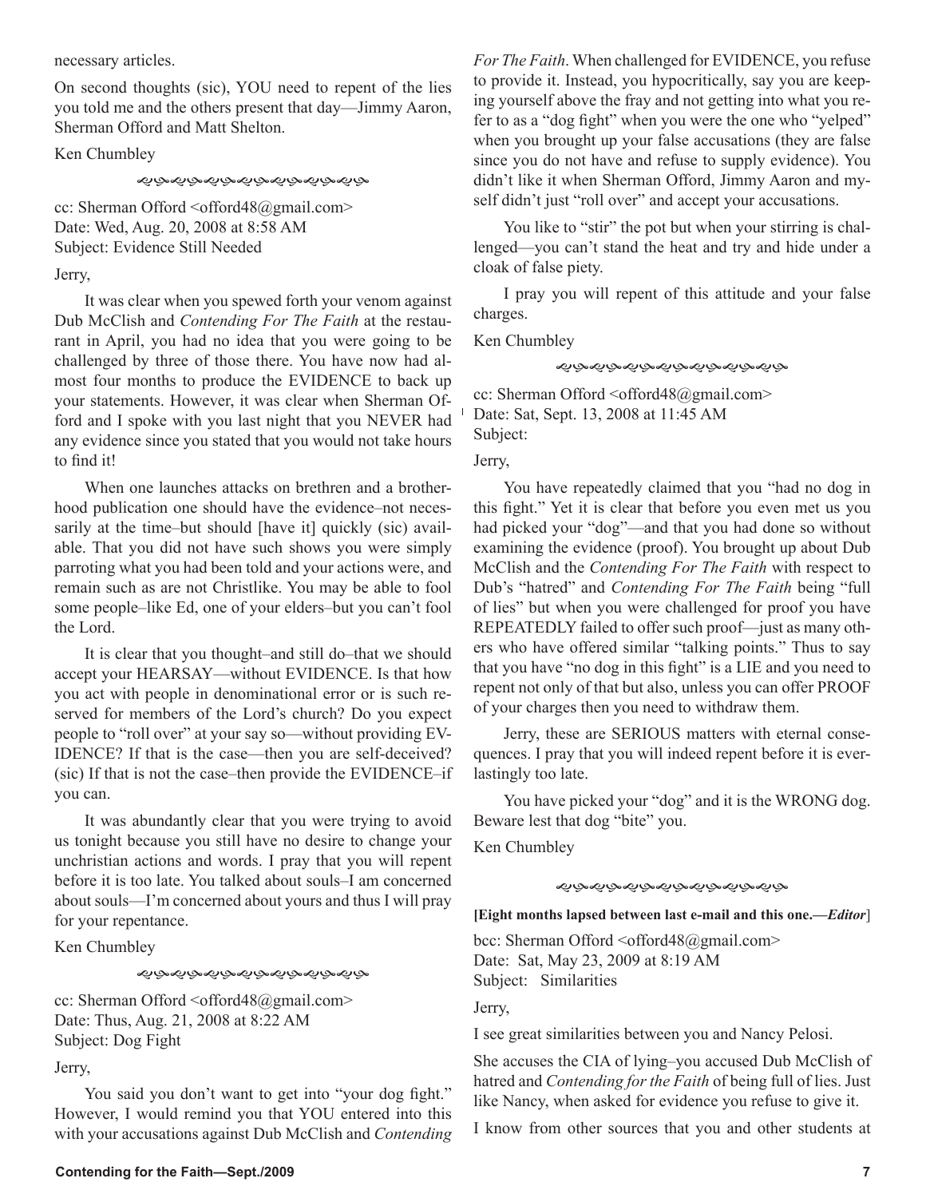necessary articles.

On second thoughts (sic), YOU need to repent of the lies you told me and the others present that day—Jimmy Aaron, Sherman Offord and Matt Shelton.

Ken Chumbley

cc: Sherman Offord <offord48@gmail.com>
Date: Wed, Aug. 20, 2008 at 8:58 AM
Subject: Evidence Still Needed

Jerry,

It was clear when you spewed forth your venom against Dub McClish and *Contending For The Faith* at the restaurant in April, you had no idea that you were going to be challenged by three of those there. You have now had almost four months to produce the EVIDENCE to back up your statements. However, it was clear when Sherman Offord and I spoke with you last night that you NEVER had any evidence since you stated that you would not take hours to find it!

When one launches attacks on brethren and a brotherhood publication one should have the evidence–not necessarily at the time–but should [have it] quickly (sic) available. That you did not have such shows you were simply parroting what you had been told and your actions were, and remain such as are not Christlike. You may be able to fool some people–like Ed, one of your elders–but you can't fool the Lord.

It is clear that you thought–and still do–that we should accept your HEARSAY—without EVIDENCE. Is that how you act with people in denominational error or is such reserved for members of the Lord's church? Do you expect people to "roll over" at your say so—without providing EVIDENCE? If that is the case—then you are self-deceived? (sic) If that is not the case–then provide the EVIDENCE–if you can.

It was abundantly clear that you were trying to avoid us tonight because you still have no desire to change your unchristian actions and words. I pray that you will repent before it is too late. You talked about souls–I am concerned about souls—I'm concerned about yours and thus I will pray for your repentance.

Ken Chumbley

cc: Sherman Offord <offord48@gmail.com>
Date: Thus, Aug. 21, 2008 at 8:22 AM
Subject: Dog Fight

Jerry,

You said you don't want to get into "your dog fight." However, I would remind you that YOU entered into this with your accusations against Dub McClish and *Contending For The Faith*. When challenged for EVIDENCE, you refuse to provide it. Instead, you hypocritically, say you are keeping yourself above the fray and not getting into what you refer to as a "dog fight" when you were the one who "yelped" when you brought up your false accusations (they are false since you do not have and refuse to supply evidence). You didn't like it when Sherman Offord, Jimmy Aaron and myself didn't just "roll over" and accept your accusations.

You like to "stir" the pot but when your stirring is challenged—you can't stand the heat and try and hide under a cloak of false piety.

I pray you will repent of this attitude and your false charges.

Ken Chumbley

cc: Sherman Offord <offord48@gmail.com>
Date: Sat, Sept. 13, 2008 at 11:45 AM
Subject:

Jerry,

You have repeatedly claimed that you "had no dog in this fight." Yet it is clear that before you even met us you had picked your "dog"—and that you had done so without examining the evidence (proof). You brought up about Dub McClish and the *Contending For The Faith* with respect to Dub's "hatred" and *Contending For The Faith* being "full of lies" but when you were challenged for proof you have REPEATEDLY failed to offer such proof—just as many others who have offered similar "talking points." Thus to say that you have "no dog in this fight" is a LIE and you need to repent not only of that but also, unless you can offer PROOF of your charges then you need to withdraw them.

Jerry, these are SERIOUS matters with eternal consequences. I pray that you will indeed repent before it is everlastingly too late.

You have picked your "dog" and it is the WRONG dog. Beware lest that dog "bite" you.

Ken Chumbley

**[Eight months lapsed between last e-mail and this one.—*Editor*]**

bcc: Sherman Offord <offord48@gmail.com>
Date: Sat, May 23, 2009 at 8:19 AM
Subject: Similarities

Jerry,

I see great similarities between you and Nancy Pelosi.

She accuses the CIA of lying–you accused Dub McClish of hatred and *Contending for the Faith* of being full of lies. Just like Nancy, when asked for evidence you refuse to give it.

I know from other sources that you and other students at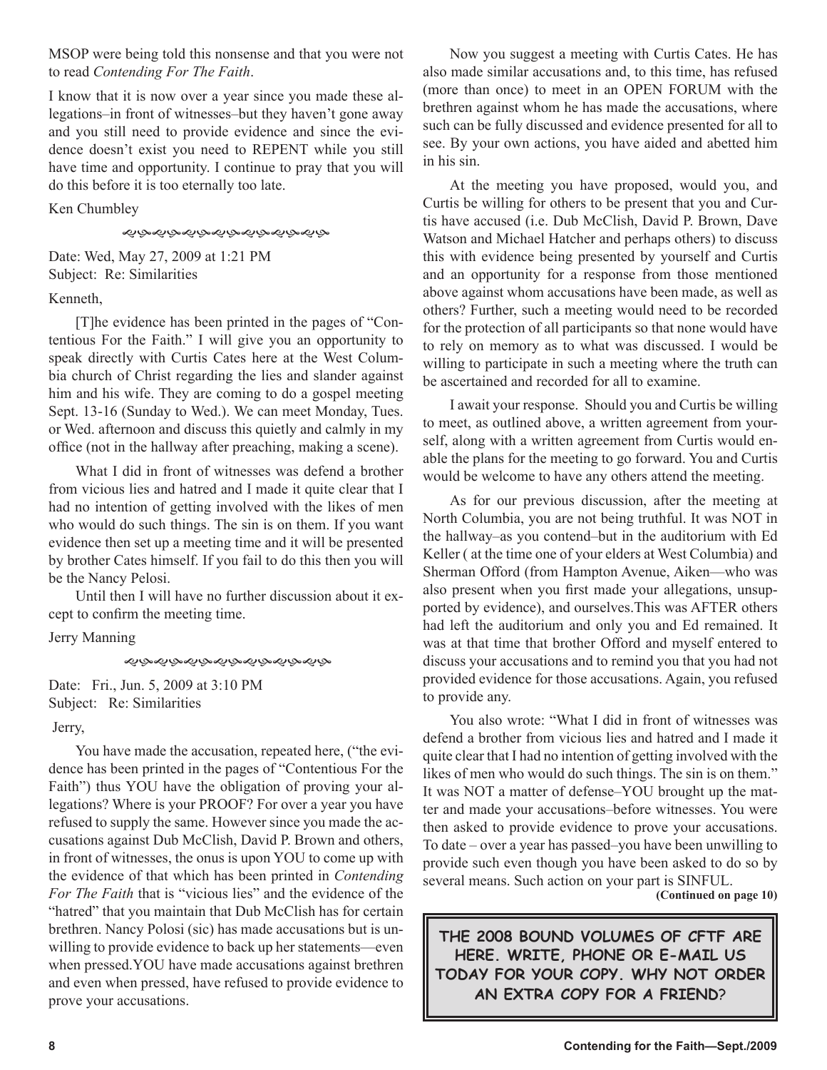MSOP were being told this nonsense and that you were not to read *Contending For The Faith*.

I know that it is now over a year since you made these allegations–in front of witnesses–but they haven't gone away and you still need to provide evidence and since the evidence doesn't exist you need to REPENT while you still have time and opportunity. I continue to pray that you will do this before it is too eternally too late.

Ken Chumbley

Date: Wed, May 27, 2009 at 1:21 PM
Subject: Re: Similarities

Kenneth,

[T]he evidence has been printed in the pages of "Contentious For the Faith." I will give you an opportunity to speak directly with Curtis Cates here at the West Columbia church of Christ regarding the lies and slander against him and his wife. They are coming to do a gospel meeting Sept. 13-16 (Sunday to Wed.). We can meet Monday, Tues. or Wed. afternoon and discuss this quietly and calmly in my office (not in the hallway after preaching, making a scene).

What I did in front of witnesses was defend a brother from vicious lies and hatred and I made it quite clear that I had no intention of getting involved with the likes of men who would do such things. The sin is on them. If you want evidence then set up a meeting time and it will be presented by brother Cates himself. If you fail to do this then you will be the Nancy Pelosi.

Until then I will have no further discussion about it except to confirm the meeting time.

Jerry Manning

Date: Fri., Jun. 5, 2009 at 3:10 PM
Subject: Re: Similarities

Jerry,

You have made the accusation, repeated here, ("the evidence has been printed in the pages of "Contentious For the Faith") thus YOU have the obligation of proving your allegations? Where is your PROOF? For over a year you have refused to supply the same. However since you made the accusations against Dub McClish, David P. Brown and others, in front of witnesses, the onus is upon YOU to come up with the evidence of that which has been printed in *Contending For The Faith* that is "vicious lies" and the evidence of the "hatred" that you maintain that Dub McClish has for certain brethren. Nancy Polosi (sic) has made accusations but is unwilling to provide evidence to back up her statements—even when pressed.YOU have made accusations against brethren and even when pressed, have refused to provide evidence to prove your accusations.

Now you suggest a meeting with Curtis Cates. He has also made similar accusations and, to this time, has refused (more than once) to meet in an OPEN FORUM with the brethren against whom he has made the accusations, where such can be fully discussed and evidence presented for all to see. By your own actions, you have aided and abetted him in his sin.

At the meeting you have proposed, would you, and Curtis be willing for others to be present that you and Curtis have accused (i.e. Dub McClish, David P. Brown, Dave Watson and Michael Hatcher and perhaps others) to discuss this with evidence being presented by yourself and Curtis and an opportunity for a response from those mentioned above against whom accusations have been made, as well as others? Further, such a meeting would need to be recorded for the protection of all participants so that none would have to rely on memory as to what was discussed. I would be willing to participate in such a meeting where the truth can be ascertained and recorded for all to examine.

I await your response. Should you and Curtis be willing to meet, as outlined above, a written agreement from yourself, along with a written agreement from Curtis would enable the plans for the meeting to go forward. You and Curtis would be welcome to have any others attend the meeting.

As for our previous discussion, after the meeting at North Columbia, you are not being truthful. It was NOT in the hallway–as you contend–but in the auditorium with Ed Keller ( at the time one of your elders at West Columbia) and Sherman Offord (from Hampton Avenue, Aiken—who was also present when you first made your allegations, unsupported by evidence), and ourselves.This was AFTER others had left the auditorium and only you and Ed remained. It was at that time that brother Offord and myself entered to discuss your accusations and to remind you that you had not provided evidence for those accusations. Again, you refused to provide any.

You also wrote: "What I did in front of witnesses was defend a brother from vicious lies and hatred and I made it quite clear that I had no intention of getting involved with the likes of men who would do such things. The sin is on them." It was NOT a matter of defense–YOU brought up the matter and made your accusations–before witnesses. You were then asked to provide evidence to prove your accusations. To date – over a year has passed–you have been unwilling to provide such even though you have been asked to do so by several means. Such action on your part is SINFUL.

**(Continued on page 10)**

**THE 2008 BOUND VOLUMES OF CFTF ARE HERE. WRITE, PHONE OR E-MAIL US TODAY FOR YOUR COPY. WHY NOT ORDER AN EXTRA COPY FOR A FRIEND?**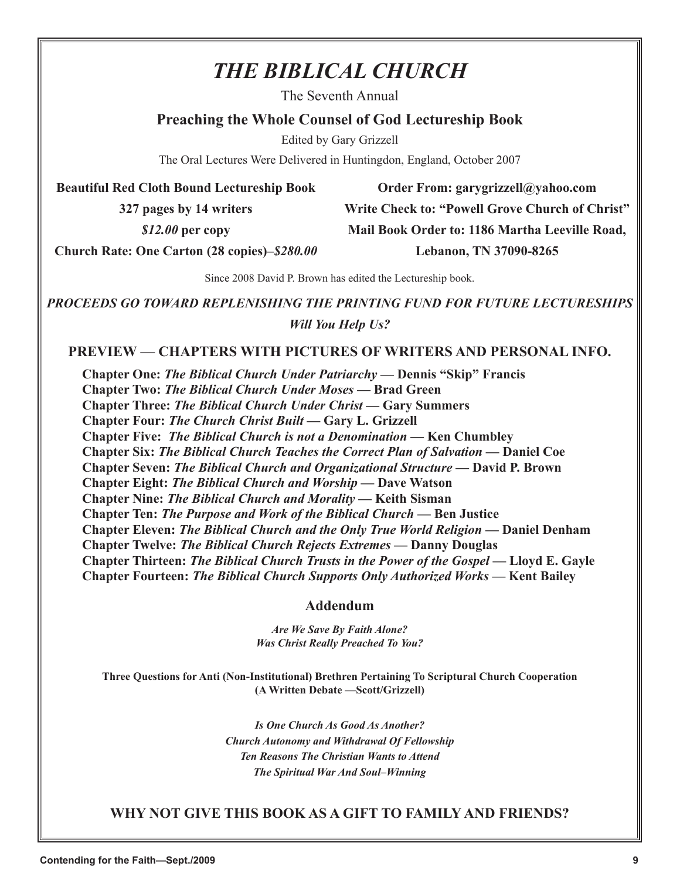# *THE BIBLICAL CHURCH*

The Seventh Annual

**Preaching the Whole Counsel of God Lectureship Book**

Edited by Gary Grizzell

The Oral Lectures Were Delivered in Huntingdon, England, October 2007

**Beautiful Red Cloth Bound Lectureship Book**

**327 pages by 14 writers**

***$12.00*** **per copy**

**Church Rate: One Carton (28 copies)–*$280.00***

**Order From: garygrizzell@yahoo.com**

**Write Check to: "Powell Grove Church of Christ"**

**Mail Book Order to: 1186 Martha Leeville Road, Lebanon, TN 37090-8265**

Since 2008 David P. Brown has edited the Lectureship book.

***PROCEEDS GO TOWARD REPLENISHING THE PRINTING FUND FOR FUTURE LECTURESHIPS***

***Will You Help Us?***

**PREVIEW — CHAPTERS WITH PICTURES OF WRITERS AND PERSONAL INFO.**

**Chapter One:** ***The Biblical Church Under Patriarchy*** **— Dennis "Skip" Francis**
**Chapter Two:** ***The Biblical Church Under Moses*** **— Brad Green**
**Chapter Three:** ***The Biblical Church Under Christ*** **— Gary Summers**
**Chapter Four:** ***The Church Christ Built*** **— Gary L. Grizzell**
**Chapter Five:** ***The Biblical Church is not a Denomination*** **— Ken Chumbley**
**Chapter Six:** ***The Biblical Church Teaches the Correct Plan of Salvation*** **— Daniel Coe**
**Chapter Seven:** ***The Biblical Church and Organizational Structure*** **— David P. Brown**
**Chapter Eight:** ***The Biblical Church and Worship*** **— Dave Watson**
**Chapter Nine:** ***The Biblical Church and Morality*** **— Keith Sisman**
**Chapter Ten:** ***The Purpose and Work of the Biblical Church*** **— Ben Justice**
**Chapter Eleven:** ***The Biblical Church and the Only True World Religion*** **— Daniel Denham**
**Chapter Twelve:** ***The Biblical Church Rejects Extremes*** **— Danny Douglas**
**Chapter Thirteen:** ***The Biblical Church Trusts in the Power of the Gospel*** **— Lloyd E. Gayle**
**Chapter Fourteen:** ***The Biblical Church Supports Only Authorized Works*** **— Kent Bailey**

## Addendum

***Are We Save By Faith Alone?***
***Was Christ Really Preached To You?***

**Three Questions for Anti (Non-Institutional) Brethren Pertaining To Scriptural Church Cooperation (A Written Debate —Scott/Grizzell)**

***Is One Church As Good As Another?***
***Church Autonomy and Withdrawal Of Fellowship***
***Ten Reasons The Christian Wants to Attend***
***The Spiritual War And Soul–Winning***

**WHY NOT GIVE THIS BOOK AS A GIFT TO FAMILY AND FRIENDS?**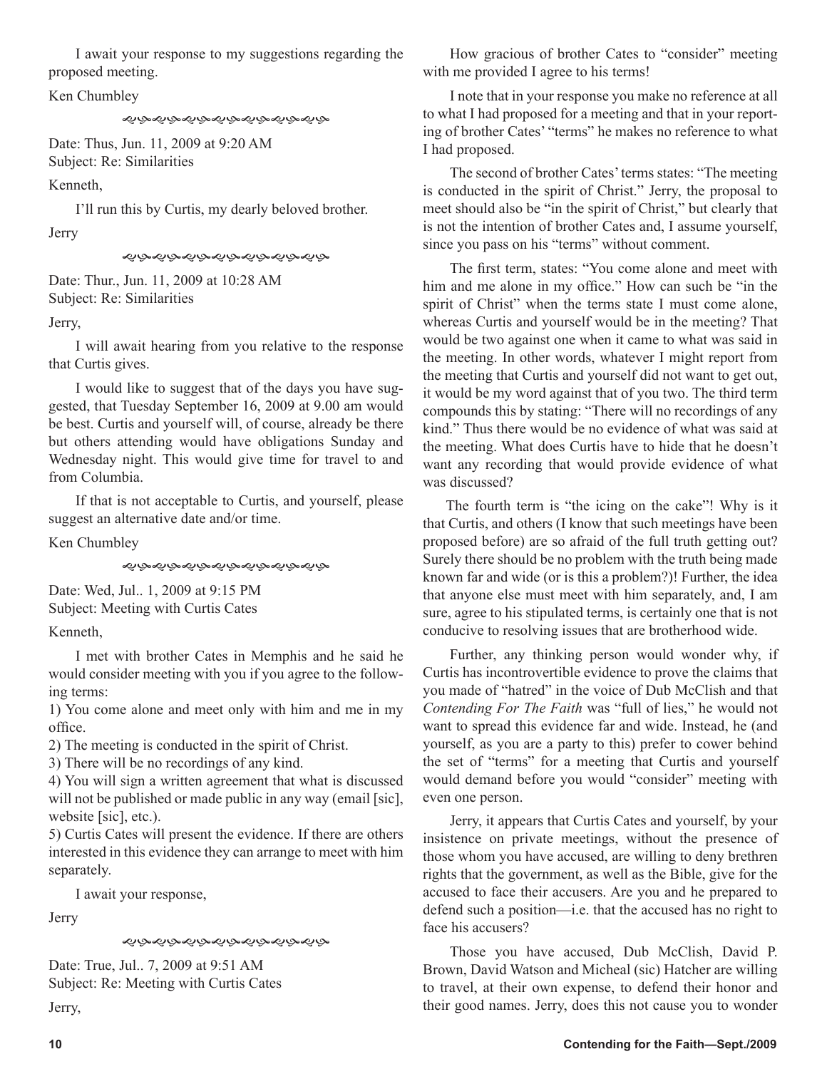I await your response to my suggestions regarding the proposed meeting.

Ken Chumbley

---

Date: Thus, Jun. 11, 2009 at 9:20 AM
Subject: Re: Similarities

Kenneth,

I'll run this by Curtis, my dearly beloved brother.

Jerry

---

Date: Thur., Jun. 11, 2009 at 10:28 AM
Subject: Re: Similarities

Jerry,

I will await hearing from you relative to the response that Curtis gives.

I would like to suggest that of the days you have suggested, that Tuesday September 16, 2009 at 9.00 am would be best. Curtis and yourself will, of course, already be there but others attending would have obligations Sunday and Wednesday night. This would give time for travel to and from Columbia.

If that is not acceptable to Curtis, and yourself, please suggest an alternative date and/or time.

Ken Chumbley

---

Date: Wed, Jul.. 1, 2009 at 9:15 PM
Subject: Meeting with Curtis Cates

Kenneth,

I met with brother Cates in Memphis and he said he would consider meeting with you if you agree to the following terms:

1) You come alone and meet only with him and me in my office.

2) The meeting is conducted in the spirit of Christ.

3) There will be no recordings of any kind.

4) You will sign a written agreement that what is discussed will not be published or made public in any way (email [sic], website [sic], etc.).

5) Curtis Cates will present the evidence. If there are others interested in this evidence they can arrange to meet with him separately.

I await your response,

Jerry

---

Date: True, Jul.. 7, 2009 at 9:51 AM
Subject: Re: Meeting with Curtis Cates

Jerry,

How gracious of brother Cates to "consider" meeting with me provided I agree to his terms!

I note that in your response you make no reference at all to what I had proposed for a meeting and that in your reporting of brother Cates' "terms" he makes no reference to what I had proposed.

The second of brother Cates' terms states: "The meeting is conducted in the spirit of Christ." Jerry, the proposal to meet should also be "in the spirit of Christ," but clearly that is not the intention of brother Cates and, I assume yourself, since you pass on his "terms" without comment.

The first term, states: "You come alone and meet with him and me alone in my office." How can such be "in the spirit of Christ" when the terms state I must come alone, whereas Curtis and yourself would be in the meeting? That would be two against one when it came to what was said in the meeting. In other words, whatever I might report from the meeting that Curtis and yourself did not want to get out, it would be my word against that of you two. The third term compounds this by stating: "There will no recordings of any kind." Thus there would be no evidence of what was said at the meeting. What does Curtis have to hide that he doesn't want any recording that would provide evidence of what was discussed?

The fourth term is "the icing on the cake"! Why is it that Curtis, and others (I know that such meetings have been proposed before) are so afraid of the full truth getting out? Surely there should be no problem with the truth being made known far and wide (or is this a problem?)! Further, the idea that anyone else must meet with him separately, and, I am sure, agree to his stipulated terms, is certainly one that is not conducive to resolving issues that are brotherhood wide.

Further, any thinking person would wonder why, if Curtis has incontrovertible evidence to prove the claims that you made of "hatred" in the voice of Dub McClish and that *Contending For The Faith* was "full of lies," he would not want to spread this evidence far and wide. Instead, he (and yourself, as you are a party to this) prefer to cower behind the set of "terms" for a meeting that Curtis and yourself would demand before you would "consider" meeting with even one person.

Jerry, it appears that Curtis Cates and yourself, by your insistence on private meetings, without the presence of those whom you have accused, are willing to deny brethren rights that the government, as well as the Bible, give for the accused to face their accusers. Are you and he prepared to defend such a position—i.e. that the accused has no right to face his accusers?

Those you have accused, Dub McClish, David P. Brown, David Watson and Micheal (sic) Hatcher are willing to travel, at their own expense, to defend their honor and their good names. Jerry, does this not cause you to wonder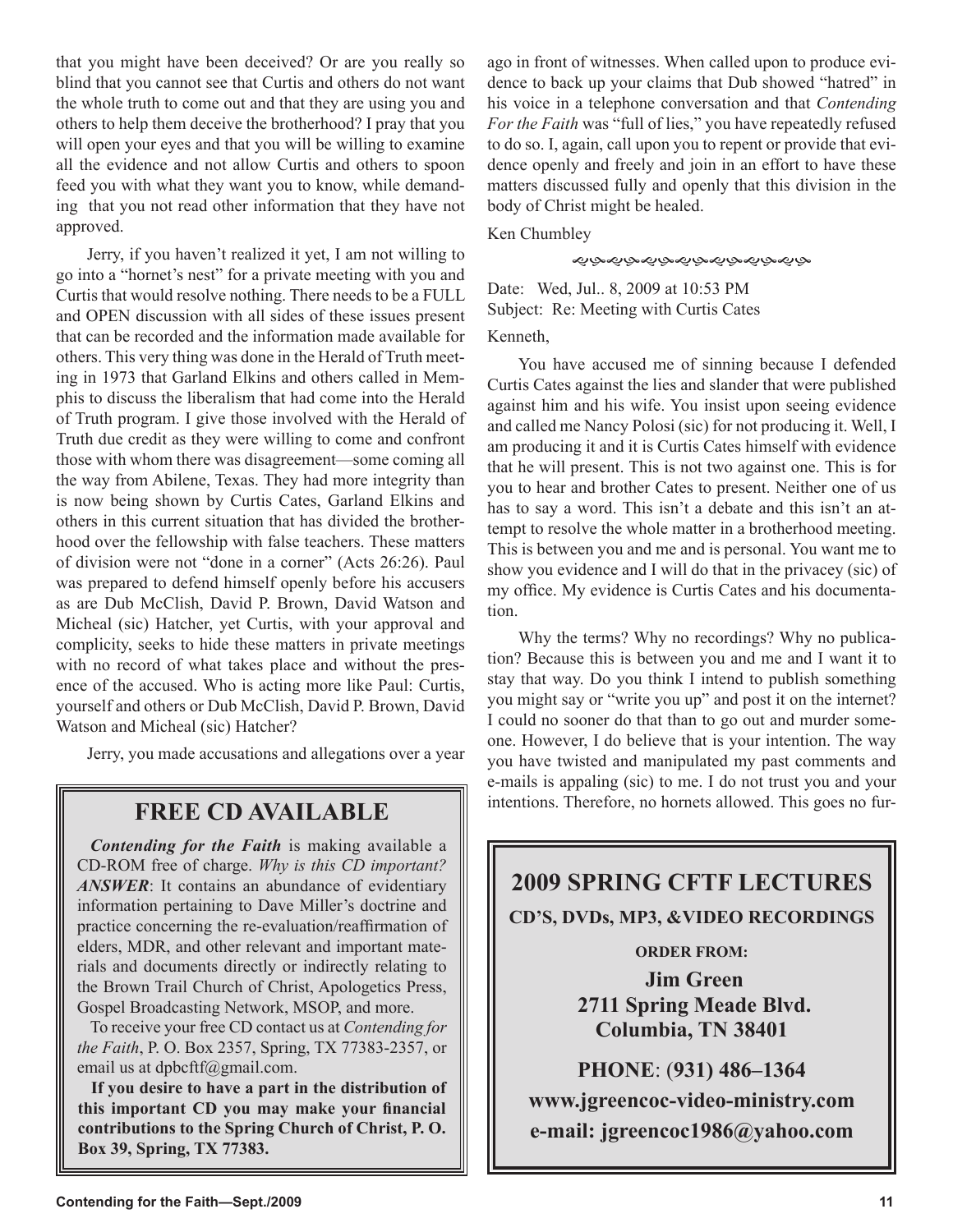that you might have been deceived? Or are you really so blind that you cannot see that Curtis and others do not want the whole truth to come out and that they are using you and others to help them deceive the brotherhood? I pray that you will open your eyes and that you will be willing to examine all the evidence and not allow Curtis and others to spoon feed you with what they want you to know, while demanding that you not read other information that they have not approved.

Jerry, if you haven't realized it yet, I am not willing to go into a "hornet's nest" for a private meeting with you and Curtis that would resolve nothing. There needs to be a FULL and OPEN discussion with all sides of these issues present that can be recorded and the information made available for others. This very thing was done in the Herald of Truth meeting in 1973 that Garland Elkins and others called in Memphis to discuss the liberalism that had come into the Herald of Truth program. I give those involved with the Herald of Truth due credit as they were willing to come and confront those with whom there was disagreement—some coming all the way from Abilene, Texas. They had more integrity than is now being shown by Curtis Cates, Garland Elkins and others in this current situation that has divided the brotherhood over the fellowship with false teachers. These matters of division were not "done in a corner" (Acts 26:26). Paul was prepared to defend himself openly before his accusers as are Dub McClish, David P. Brown, David Watson and Micheal (sic) Hatcher, yet Curtis, with your approval and complicity, seeks to hide these matters in private meetings with no record of what takes place and without the presence of the accused. Who is acting more like Paul: Curtis, yourself and others or Dub McClish, David P. Brown, David Watson and Micheal (sic) Hatcher?

Jerry, you made accusations and allegations over a year ago in front of witnesses. When called upon to produce evidence to back up your claims that Dub showed "hatred" in his voice in a telephone conversation and that *Contending For the Faith* was "full of lies," you have repeatedly refused to do so. I, again, call upon you to repent or provide that evidence openly and freely and join in an effort to have these matters discussed fully and openly that this division in the body of Christ might be healed.

Ken Chumbley

Date: Wed, Jul.. 8, 2009 at 10:53 PM
Subject: Re: Meeting with Curtis Cates

Kenneth,

You have accused me of sinning because I defended Curtis Cates against the lies and slander that were published against him and his wife. You insist upon seeing evidence and called me Nancy Polosi (sic) for not producing it. Well, I am producing it and it is Curtis Cates himself with evidence that he will present. This is not two against one. This is for you to hear and brother Cates to present. Neither one of us has to say a word. This isn't a debate and this isn't an attempt to resolve the whole matter in a brotherhood meeting. This is between you and me and is personal. You want me to show you evidence and I will do that in the privacey (sic) of my office. My evidence is Curtis Cates and his documentation.

Why the terms? Why no recordings? Why no publication? Because this is between you and me and I want it to stay that way. Do you think I intend to publish something you might say or "write you up" and post it on the internet? I could no sooner do that than to go out and murder someone. However, I do believe that is your intention. The way you have twisted and manipulated my past comments and e-mails is appaling (sic) to me. I do not trust you and your intentions. Therefore, no hornets allowed. This goes no fur-

## FREE CD AVAILABLE

***Contending for the Faith*** is making available a CD-ROM free of charge. *Why is this CD important? **ANSWER***: It contains an abundance of evidentiary information pertaining to Dave Miller's doctrine and practice concerning the re-evaluation/reaffirmation of elders, MDR, and other relevant and important materials and documents directly or indirectly relating to the Brown Trail Church of Christ, Apologetics Press, Gospel Broadcasting Network, MSOP, and more.

To receive your free CD contact us at *Contending for the Faith*, P. O. Box 2357, Spring, TX 77383-2357, or email us at dpbcftf@gmail.com.

**If you desire to have a part in the distribution of this important CD you may make your financial contributions to the Spring Church of Christ, P. O. Box 39, Spring, TX 77383.**

## 2009 SPRING CFTF LECTURES

**CD'S, DVDs, MP3, &VIDEO RECORDINGS**

**ORDER FROM:**

**Jim Green**
**2711 Spring Meade Blvd.**
**Columbia, TN 38401**

**PHONE**: **(931) 486–1364**

**www.jgreencoc-video-ministry.com**

**e-mail: jgreencoc1986@yahoo.com**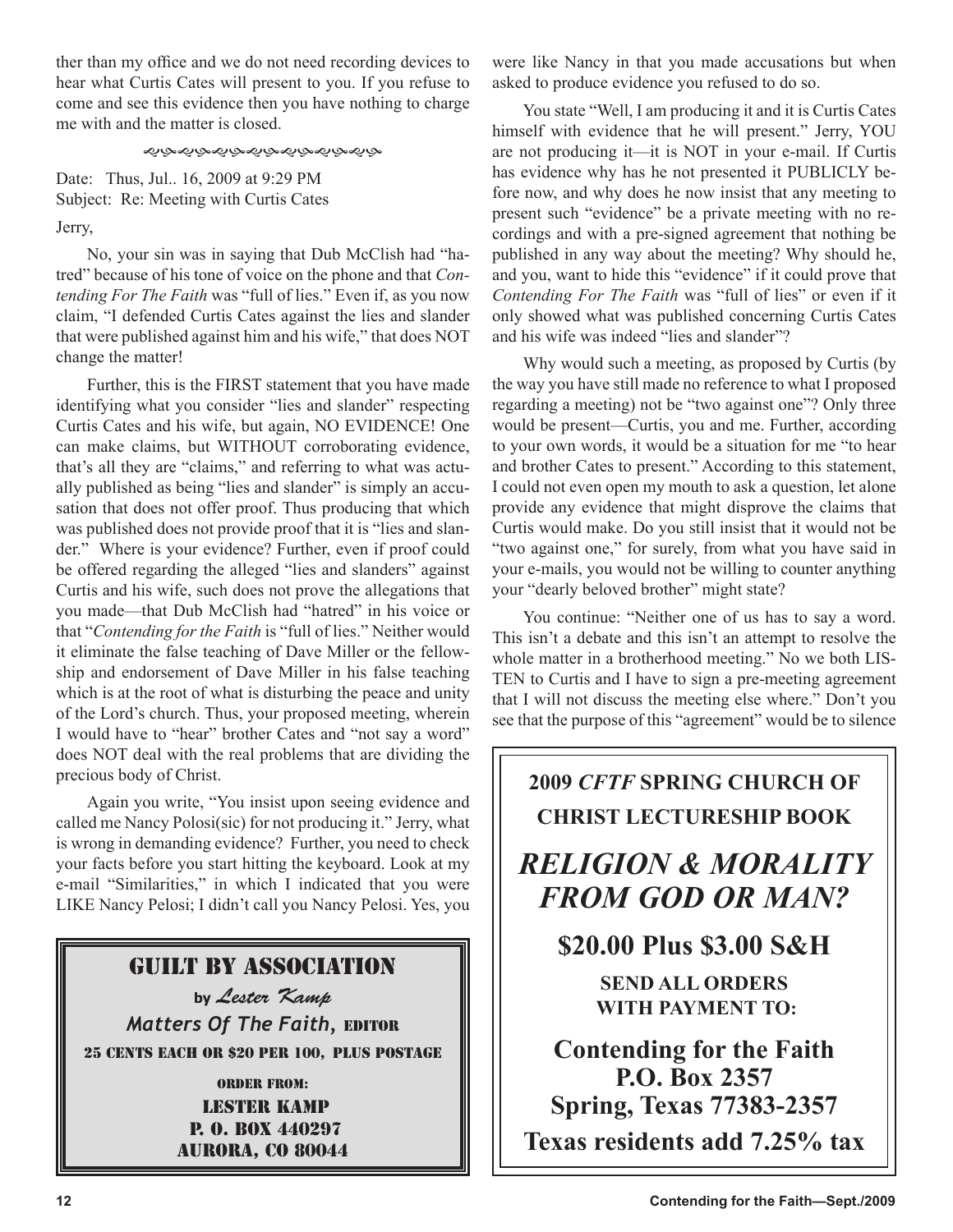ther than my office and we do not need recording devices to hear what Curtis Cates will present to you. If you refuse to come and see this evidence then you have nothing to charge me with and the matter is closed.

Date: Thus, Jul.. 16, 2009 at 9:29 PM
Subject: Re: Meeting with Curtis Cates

Jerry,

No, your sin was in saying that Dub McClish had "hatred" because of his tone of voice on the phone and that *Contending For The Faith* was "full of lies." Even if, as you now claim, "I defended Curtis Cates against the lies and slander that were published against him and his wife," that does NOT change the matter!

Further, this is the FIRST statement that you have made identifying what you consider "lies and slander" respecting Curtis Cates and his wife, but again, NO EVIDENCE! One can make claims, but WITHOUT corroborating evidence, that's all they are "claims," and referring to what was actually published as being "lies and slander" is simply an accusation that does not offer proof. Thus producing that which was published does not provide proof that it is "lies and slander." Where is your evidence? Further, even if proof could be offered regarding the alleged "lies and slanders" against Curtis and his wife, such does not prove the allegations that you made—that Dub McClish had "hatred" in his voice or that "*Contending for the Faith* is "full of lies." Neither would it eliminate the false teaching of Dave Miller or the fellowship and endorsement of Dave Miller in his false teaching which is at the root of what is disturbing the peace and unity of the Lord's church. Thus, your proposed meeting, wherein I would have to "hear" brother Cates and "not say a word" does NOT deal with the real problems that are dividing the precious body of Christ.

Again you write, "You insist upon seeing evidence and called me Nancy Polosi(sic) for not producing it." Jerry, what is wrong in demanding evidence? Further, you need to check your facts before you start hitting the keyboard. Look at my e-mail "Similarities," in which I indicated that you were LIKE Nancy Pelosi; I didn't call you Nancy Pelosi. Yes, you were like Nancy in that you made accusations but when asked to produce evidence you refused to do so.

You state "Well, I am producing it and it is Curtis Cates himself with evidence that he will present." Jerry, YOU are not producing it—it is NOT in your e-mail. If Curtis has evidence why has he not presented it PUBLICLY before now, and why does he now insist that any meeting to present such "evidence" be a private meeting with no recordings and with a pre-signed agreement that nothing be published in any way about the meeting? Why should he, and you, want to hide this "evidence" if it could prove that *Contending For The Faith* was "full of lies" or even if it only showed what was published concerning Curtis Cates and his wife was indeed "lies and slander"?

Why would such a meeting, as proposed by Curtis (by the way you have still made no reference to what I proposed regarding a meeting) not be "two against one"? Only three would be present—Curtis, you and me. Further, according to your own words, it would be a situation for me "to hear and brother Cates to present." According to this statement, I could not even open my mouth to ask a question, let alone provide any evidence that might disprove the claims that Curtis would make. Do you still insist that it would not be "two against one," for surely, from what you have said in your e-mails, you would not be willing to counter anything your "dearly beloved brother" might state?

You continue: "Neither one of us has to say a word. This isn't a debate and this isn't an attempt to resolve the whole matter in a brotherhood meeting." No we both LISTEN to Curtis and I have to sign a pre-meeting agreement that I will not discuss the meeting else where." Don't you see that the purpose of this "agreement" would be to silence

---

**GUILT BY ASSOCIATION**

by *Lester Kamp*

*Matters Of The Faith*, EDITOR

25 CENTS EACH OR $20 PER 100, PLUS POSTAGE

ORDER FROM:
LESTER KAMP
P. O. BOX 440297
AURORA, CO 80044

---

**2009 *CFTF* SPRING CHURCH OF CHRIST LECTURESHIP BOOK**

***RELIGION & MORALITY FROM GOD OR MAN?***

**$20.00 Plus $3.00 S&H**

**SEND ALL ORDERS WITH PAYMENT TO:**

**Contending for the Faith**
**P.O. Box 2357**
**Spring, Texas 77383-2357**
**Texas residents add 7.25% tax**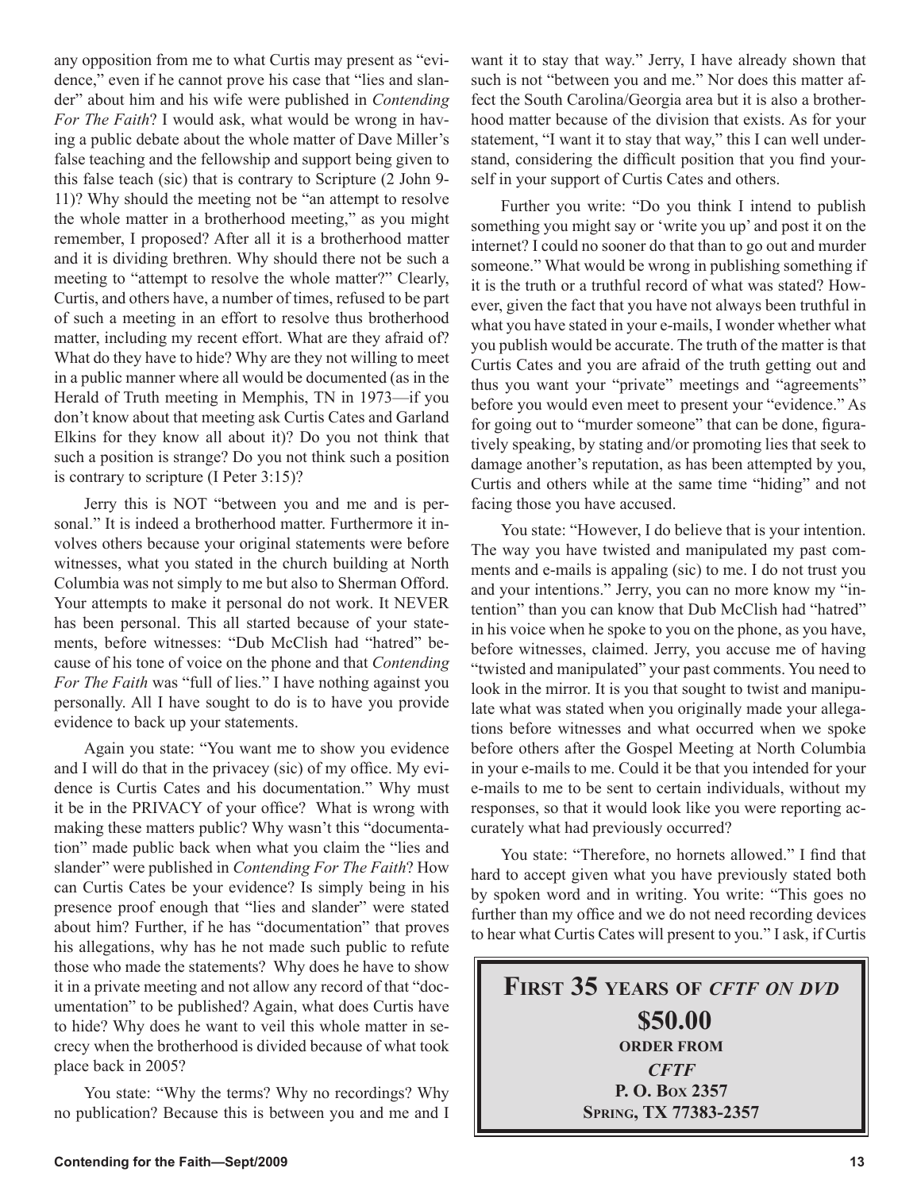any opposition from me to what Curtis may present as "evidence," even if he cannot prove his case that "lies and slander" about him and his wife were published in *Contending For The Faith*? I would ask, what would be wrong in having a public debate about the whole matter of Dave Miller's false teaching and the fellowship and support being given to this false teach (sic) that is contrary to Scripture (2 John 9-11)? Why should the meeting not be "an attempt to resolve the whole matter in a brotherhood meeting," as you might remember, I proposed? After all it is a brotherhood matter and it is dividing brethren. Why should there not be such a meeting to "attempt to resolve the whole matter?" Clearly, Curtis, and others have, a number of times, refused to be part of such a meeting in an effort to resolve thus brotherhood matter, including my recent effort. What are they afraid of? What do they have to hide? Why are they not willing to meet in a public manner where all would be documented (as in the Herald of Truth meeting in Memphis, TN in 1973—if you don't know about that meeting ask Curtis Cates and Garland Elkins for they know all about it)? Do you not think that such a position is strange? Do you not think such a position is contrary to scripture (I Peter 3:15)?

Jerry this is NOT "between you and me and is personal." It is indeed a brotherhood matter. Furthermore it involves others because your original statements were before witnesses, what you stated in the church building at North Columbia was not simply to me but also to Sherman Offord. Your attempts to make it personal do not work. It NEVER has been personal. This all started because of your statements, before witnesses: "Dub McClish had "hatred" because of his tone of voice on the phone and that *Contending For The Faith* was "full of lies." I have nothing against you personally. All I have sought to do is to have you provide evidence to back up your statements.

Again you state: "You want me to show you evidence and I will do that in the privacey (sic) of my office. My evidence is Curtis Cates and his documentation." Why must it be in the PRIVACY of your office? What is wrong with making these matters public? Why wasn't this "documentation" made public back when what you claim the "lies and slander" were published in *Contending For The Faith*? How can Curtis Cates be your evidence? Is simply being in his presence proof enough that "lies and slander" were stated about him? Further, if he has "documentation" that proves his allegations, why has he not made such public to refute those who made the statements? Why does he have to show it in a private meeting and not allow any record of that "documentation" to be published? Again, what does Curtis have to hide? Why does he want to veil this whole matter in secrecy when the brotherhood is divided because of what took place back in 2005?

You state: "Why the terms? Why no recordings? Why no publication? Because this is between you and me and I want it to stay that way." Jerry, I have already shown that such is not "between you and me." Nor does this matter affect the South Carolina/Georgia area but it is also a brotherhood matter because of the division that exists. As for your statement, "I want it to stay that way," this I can well understand, considering the difficult position that you find yourself in your support of Curtis Cates and others.

Further you write: "Do you think I intend to publish something you might say or 'write you up' and post it on the internet? I could no sooner do that than to go out and murder someone." What would be wrong in publishing something if it is the truth or a truthful record of what was stated? However, given the fact that you have not always been truthful in what you have stated in your e-mails, I wonder whether what you publish would be accurate. The truth of the matter is that Curtis Cates and you are afraid of the truth getting out and thus you want your "private" meetings and "agreements" before you would even meet to present your "evidence." As for going out to "murder someone" that can be done, figuratively speaking, by stating and/or promoting lies that seek to damage another's reputation, as has been attempted by you, Curtis and others while at the same time "hiding" and not facing those you have accused.

You state: "However, I do believe that is your intention. The way you have twisted and manipulated my past comments and e-mails is appaling (sic) to me. I do not trust you and your intentions." Jerry, you can no more know my "intention" than you can know that Dub McClish had "hatred" in his voice when he spoke to you on the phone, as you have, before witnesses, claimed. Jerry, you accuse me of having "twisted and manipulated" your past comments. You need to look in the mirror. It is you that sought to twist and manipulate what was stated when you originally made your allegations before witnesses and what occurred when we spoke before others after the Gospel Meeting at North Columbia in your e-mails to me. Could it be that you intended for your e-mails to me to be sent to certain individuals, without my responses, so that it would look like you were reporting accurately what had previously occurred?

You state: "Therefore, no hornets allowed." I find that hard to accept given what you have previously stated both by spoken word and in writing. You write: "This goes no further than my office and we do not need recording devices to hear what Curtis Cates will present to you." I ask, if Curtis

**FIRST 35 YEARS OF *CFTF ON DVD***

**$50.00**

**ORDER FROM**

***CFTF***

**P. O. BOX 2357**

**SPRING, TX 77383-2357**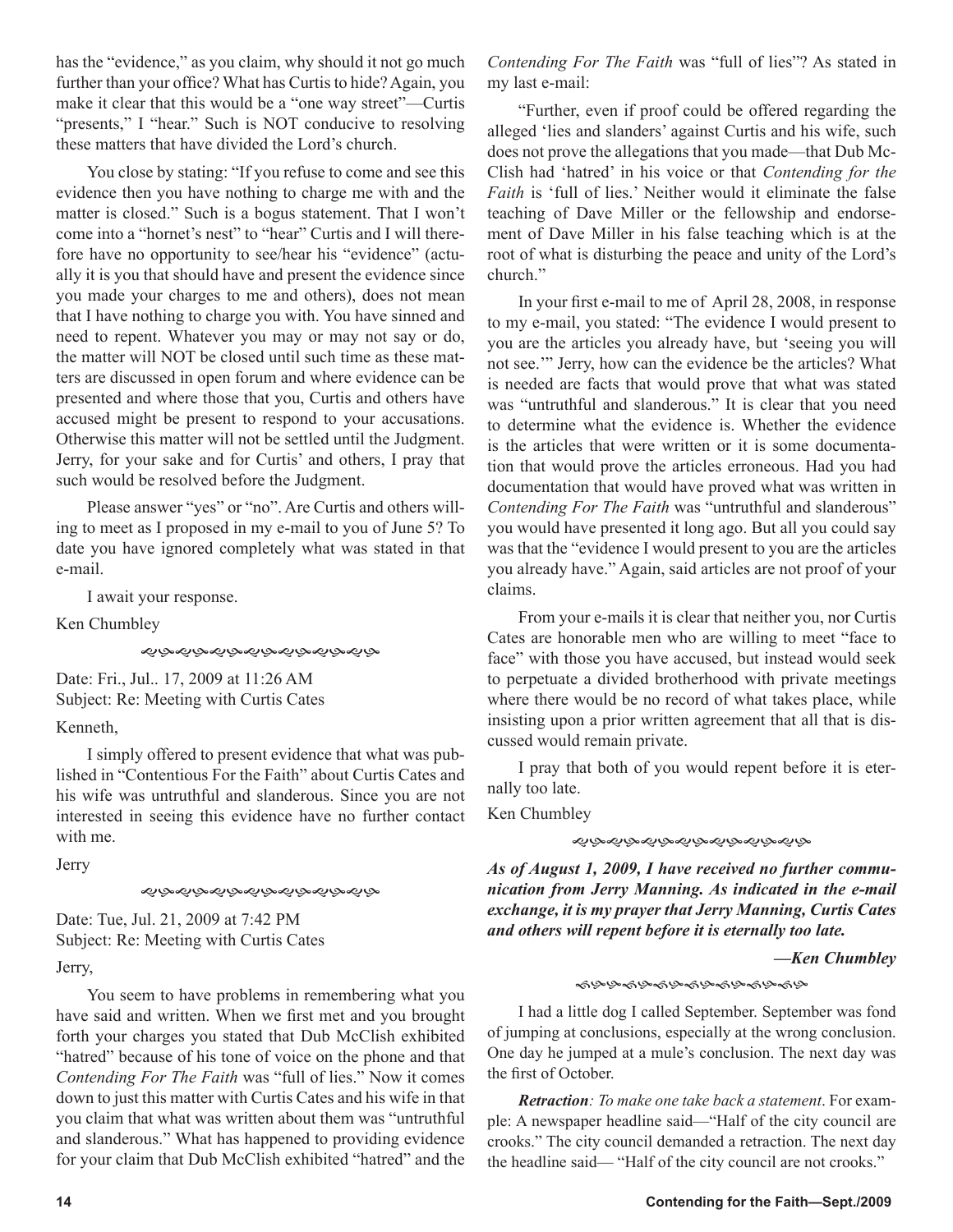has the "evidence," as you claim, why should it not go much further than your office? What has Curtis to hide? Again, you make it clear that this would be a "one way street"—Curtis "presents," I "hear." Such is NOT conducive to resolving these matters that have divided the Lord's church.

You close by stating: "If you refuse to come and see this evidence then you have nothing to charge me with and the matter is closed." Such is a bogus statement. That I won't come into a "hornet's nest" to "hear" Curtis and I will therefore have no opportunity to see/hear his "evidence" (actually it is you that should have and present the evidence since you made your charges to me and others), does not mean that I have nothing to charge you with. You have sinned and need to repent. Whatever you may or may not say or do, the matter will NOT be closed until such time as these matters are discussed in open forum and where evidence can be presented and where those that you, Curtis and others have accused might be present to respond to your accusations. Otherwise this matter will not be settled until the Judgment. Jerry, for your sake and for Curtis' and others, I pray that such would be resolved before the Judgment.

Please answer "yes" or "no". Are Curtis and others willing to meet as I proposed in my e-mail to you of June 5? To date you have ignored completely what was stated in that e-mail.

I await your response.

Ken Chumbley

Date: Fri., Jul.. 17, 2009 at 11:26 AM
Subject: Re: Meeting with Curtis Cates

Kenneth,

I simply offered to present evidence that what was published in "Contentious For the Faith" about Curtis Cates and his wife was untruthful and slanderous. Since you are not interested in seeing this evidence have no further contact with me.

Jerry

Date: Tue, Jul. 21, 2009 at 7:42 PM
Subject: Re: Meeting with Curtis Cates

Jerry,

You seem to have problems in remembering what you have said and written. When we first met and you brought forth your charges you stated that Dub McClish exhibited "hatred" because of his tone of voice on the phone and that *Contending For The Faith* was "full of lies." Now it comes down to just this matter with Curtis Cates and his wife in that you claim that what was written about them was "untruthful and slanderous." What has happened to providing evidence for your claim that Dub McClish exhibited "hatred" and the *Contending For The Faith* was "full of lies"? As stated in my last e-mail:

"Further, even if proof could be offered regarding the alleged 'lies and slanders' against Curtis and his wife, such does not prove the allegations that you made—that Dub McClish had 'hatred' in his voice or that *Contending for the Faith* is 'full of lies.' Neither would it eliminate the false teaching of Dave Miller or the fellowship and endorsement of Dave Miller in his false teaching which is at the root of what is disturbing the peace and unity of the Lord's church."

In your first e-mail to me of April 28, 2008, in response to my e-mail, you stated: "The evidence I would present to you are the articles you already have, but 'seeing you will not see.'" Jerry, how can the evidence be the articles? What is needed are facts that would prove that what was stated was "untruthful and slanderous." It is clear that you need to determine what the evidence is. Whether the evidence is the articles that were written or it is some documentation that would prove the articles erroneous. Had you had documentation that would have proved what was written in *Contending For The Faith* was "untruthful and slanderous" you would have presented it long ago. But all you could say was that the "evidence I would present to you are the articles you already have." Again, said articles are not proof of your claims.

From your e-mails it is clear that neither you, nor Curtis Cates are honorable men who are willing to meet "face to face" with those you have accused, but instead would seek to perpetuate a divided brotherhood with private meetings where there would be no record of what takes place, while insisting upon a prior written agreement that all that is discussed would remain private.

I pray that both of you would repent before it is eternally too late.

Ken Chumbley

***As of August 1, 2009, I have received no further communication from Jerry Manning. As indicated in the e-mail exchange, it is my prayer that Jerry Manning, Curtis Cates and others will repent before it is eternally too late.***

***—Ken Chumbley***

I had a little dog I called September. September was fond of jumping at conclusions, especially at the wrong conclusion. One day he jumped at a mule's conclusion. The next day was the first of October.

***Retraction****: To make one take back a statement*. For example: A newspaper headline said—"Half of the city council are crooks." The city council demanded a retraction. The next day the headline said— "Half of the city council are not crooks."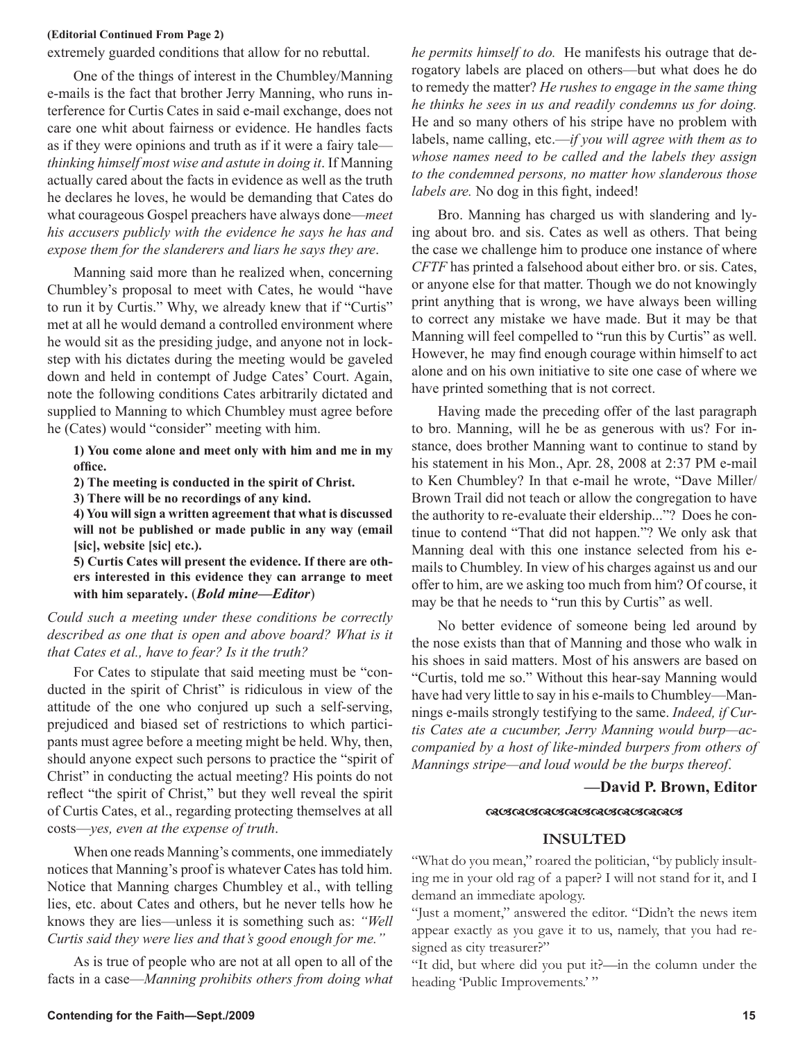**(Editorial Continued From Page 2)**

extremely guarded conditions that allow for no rebuttal.

One of the things of interest in the Chumbley/Manning e-mails is the fact that brother Jerry Manning, who runs interference for Curtis Cates in said e-mail exchange, does not care one whit about fairness or evidence. He handles facts as if they were opinions and truth as if it were a fairy tale—*thinking himself most wise and astute in doing it*. If Manning actually cared about the facts in evidence as well as the truth he declares he loves, he would be demanding that Cates do what courageous Gospel preachers have always done—*meet his accusers publicly with the evidence he says he has and expose them for the slanderers and liars he says they are*.

Manning said more than he realized when, concerning Chumbley's proposal to meet with Cates, he would "have to run it by Curtis." Why, we already knew that if "Curtis" met at all he would demand a controlled environment where he would sit as the presiding judge, and anyone not in lockstep with his dictates during the meeting would be gaveled down and held in contempt of Judge Cates' Court. Again, note the following conditions Cates arbitrarily dictated and supplied to Manning to which Chumbley must agree before he (Cates) would "consider" meeting with him.

**1) You come alone and meet only with him and me in my office.**
**2) The meeting is conducted in the spirit of Christ.**
**3) There will be no recordings of any kind.**
**4) You will sign a written agreement that what is discussed will not be published or made public in any way (email [sic], website [sic] etc.).**
**5) Curtis Cates will present the evidence. If there are others interested in this evidence they can arrange to meet with him separately.** (***Bold mine—Editor***)

*Could such a meeting under these conditions be correctly described as one that is open and above board? What is it that Cates et al., have to fear? Is it the truth?*

For Cates to stipulate that said meeting must be "conducted in the spirit of Christ" is ridiculous in view of the attitude of the one who conjured up such a self-serving, prejudiced and biased set of restrictions to which participants must agree before a meeting might be held. Why, then, should anyone expect such persons to practice the "spirit of Christ" in conducting the actual meeting? His points do not reflect "the spirit of Christ," but they well reveal the spirit of Curtis Cates, et al., regarding protecting themselves at all costs—*yes, even at the expense of truth*.

When one reads Manning's comments, one immediately notices that Manning's proof is whatever Cates has told him. Notice that Manning charges Chumbley et al., with telling lies, etc. about Cates and others, but he never tells how he knows they are lies—unless it is something such as: *"Well Curtis said they were lies and that's good enough for me."*

As is true of people who are not at all open to all of the facts in a case—*Manning prohibits others from doing what he permits himself to do.* He manifests his outrage that derogatory labels are placed on others—but what does he do to remedy the matter? *He rushes to engage in the same thing he thinks he sees in us and readily condemns us for doing.* He and so many others of his stripe have no problem with labels, name calling, etc.—*if you will agree with them as to whose names need to be called and the labels they assign to the condemned persons, no matter how slanderous those labels are.* No dog in this fight, indeed!

Bro. Manning has charged us with slandering and lying about bro. and sis. Cates as well as others. That being the case we challenge him to produce one instance of where *CFTF* has printed a falsehood about either bro. or sis. Cates, or anyone else for that matter. Though we do not knowingly print anything that is wrong, we have always been willing to correct any mistake we have made. But it may be that Manning will feel compelled to "run this by Curtis" as well. However, he may find enough courage within himself to act alone and on his own initiative to site one case of where we have printed something that is not correct.

Having made the preceding offer of the last paragraph to bro. Manning, will he be as generous with us? For instance, does brother Manning want to continue to stand by his statement in his Mon., Apr. 28, 2008 at 2:37 PM e-mail to Ken Chumbley? In that e-mail he wrote, "Dave Miller/Brown Trail did not teach or allow the congregation to have the authority to re-evaluate their eldership..."? Does he continue to contend "That did not happen."? We only ask that Manning deal with this one instance selected from his e-mails to Chumbley. In view of his charges against us and our offer to him, are we asking too much from him? Of course, it may be that he needs to "run this by Curtis" as well.

No better evidence of someone being led around by the nose exists than that of Manning and those who walk in his shoes in said matters. Most of his answers are based on "Curtis, told me so." Without this hear-say Manning would have had very little to say in his e-mails to Chumbley—Mannings e-mails strongly testifying to the same. *Indeed, if Curtis Cates ate a cucumber, Jerry Manning would burp—accompanied by a host of like-minded burpers from others of Mannings stripe—and loud would be the burps thereof*.

**—David P. Brown, Editor**

## INSULTED

"What do you mean," roared the politician, "by publicly insulting me in your old rag of a paper? I will not stand for it, and I demand an immediate apology.

"Just a moment," answered the editor. "Didn't the news item appear exactly as you gave it to us, namely, that you had resigned as city treasurer?"

"It did, but where did you put it?—in the column under the heading 'Public Improvements.' "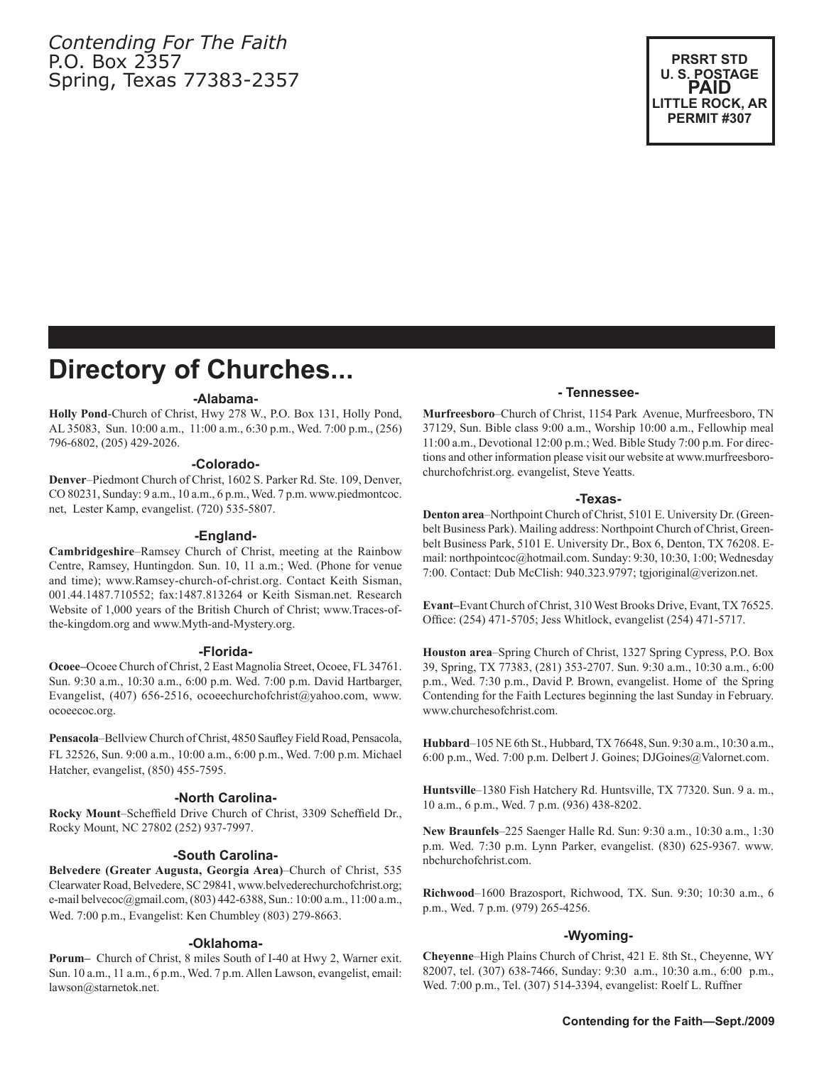*Contending For The Faith*
P.O. Box 2357
Spring, Texas 77383-2357

PRSRT STD
U. S. POSTAGE
**PAID**
LITTLE ROCK, AR
PERMIT #307

# Directory of Churches...

### -Alabama-

**Holly Pond**-Church of Christ, Hwy 278 W., P.O. Box 131, Holly Pond, AL 35083, Sun. 10:00 a.m., 11:00 a.m., 6:30 p.m., Wed. 7:00 p.m., (256) 796-6802, (205) 429-2026.

### -Colorado-

**Denver**–Piedmont Church of Christ, 1602 S. Parker Rd. Ste. 109, Denver, CO 80231, Sunday: 9 a.m., 10 a.m., 6 p.m., Wed. 7 p.m. www.piedmontcoc.net, Lester Kamp, evangelist. (720) 535-5807.

### -England-

**Cambridgeshire**–Ramsey Church of Christ, meeting at the Rainbow Centre, Ramsey, Huntingdon. Sun. 10, 11 a.m.; Wed. (Phone for venue and time); www.Ramsey-church-of-christ.org. Contact Keith Sisman, 001.44.1487.710552; fax:1487.813264 or Keith Sisman.net. Research Website of 1,000 years of the British Church of Christ; www.Traces-of-the-kingdom.org and www.Myth-and-Mystery.org.

### -Florida-

**Ocoee**–Ocoee Church of Christ, 2 East Magnolia Street, Ocoee, FL 34761. Sun. 9:30 a.m., 10:30 a.m., 6:00 p.m. Wed. 7:00 p.m. David Hartbarger, Evangelist, (407) 656-2516, ocoeechurchofchrist@yahoo.com, www.ocoeecoc.org.

**Pensacola**–Bellview Church of Christ, 4850 Saufley Field Road, Pensacola, FL 32526, Sun. 9:00 a.m., 10:00 a.m., 6:00 p.m., Wed. 7:00 p.m. Michael Hatcher, evangelist, (850) 455-7595.

### -North Carolina-

**Rocky Mount**–Scheffield Drive Church of Christ, 3309 Scheffield Dr., Rocky Mount, NC 27802 (252) 937-7997.

### -South Carolina-

**Belvedere (Greater Augusta, Georgia Area)**–Church of Christ, 535 Clearwater Road, Belvedere, SC 29841, www.belvederechurchofchrist.org; e-mail belvecoc@gmail.com, (803) 442-6388, Sun.: 10:00 a.m., 11:00 a.m., Wed. 7:00 p.m., Evangelist: Ken Chumbley (803) 279-8663.

### -Oklahoma-

**Porum**– Church of Christ, 8 miles South of I-40 at Hwy 2, Warner exit. Sun. 10 a.m., 11 a.m., 6 p.m., Wed. 7 p.m. Allen Lawson, evangelist, email: lawson@starnetok.net.

### - Tennessee-

**Murfreesboro**–Church of Christ, 1154 Park Avenue, Murfreesboro, TN 37129, Sun. Bible class 9:00 a.m., Worship 10:00 a.m., Fellowhip meal 11:00 a.m., Devotional 12:00 p.m.; Wed. Bible Study 7:00 p.m. For directions and other information please visit our website at www.murfreesborochurchofchrist.org. evangelist, Steve Yeatts.

### -Texas-

**Denton area**–Northpoint Church of Christ, 5101 E. University Dr. (Greenbelt Business Park). Mailing address: Northpoint Church of Christ, Greenbelt Business Park, 5101 E. University Dr., Box 6, Denton, TX 76208. E-mail: northpointcoc@hotmail.com. Sunday: 9:30, 10:30, 1:00; Wednesday 7:00. Contact: Dub McClish: 940.323.9797; tgjoriginal@verizon.net.

**Evant**–Evant Church of Christ, 310 West Brooks Drive, Evant, TX 76525. Office: (254) 471-5705; Jess Whitlock, evangelist (254) 471-5717.

**Houston area**–Spring Church of Christ, 1327 Spring Cypress, P.O. Box 39, Spring, TX 77383, (281) 353-2707. Sun. 9:30 a.m., 10:30 a.m., 6:00 p.m., Wed. 7:30 p.m., David P. Brown, evangelist. Home of the Spring Contending for the Faith Lectures beginning the last Sunday in February. www.churchesofchrist.com.

**Hubbard**–105 NE 6th St., Hubbard, TX 76648, Sun. 9:30 a.m., 10:30 a.m., 6:00 p.m., Wed. 7:00 p.m. Delbert J. Goines; DJGoines@Valornet.com.

**Huntsville**–1380 Fish Hatchery Rd. Huntsville, TX 77320. Sun. 9 a. m., 10 a.m., 6 p.m., Wed. 7 p.m. (936) 438-8202.

**New Braunfels**–225 Saenger Halle Rd. Sun: 9:30 a.m., 10:30 a.m., 1:30 p.m. Wed. 7:30 p.m. Lynn Parker, evangelist. (830) 625-9367. www.nbchurchofchrist.com.

**Richwood**–1600 Brazosport, Richwood, TX. Sun. 9:30; 10:30 a.m., 6 p.m., Wed. 7 p.m. (979) 265-4256.

### -Wyoming-

**Cheyenne**–High Plains Church of Christ, 421 E. 8th St., Cheyenne, WY 82007, tel. (307) 638-7466, Sunday: 9:30 a.m., 10:30 a.m., 6:00 p.m., Wed. 7:00 p.m., Tel. (307) 514-3394, evangelist: Roelf L. Ruffner